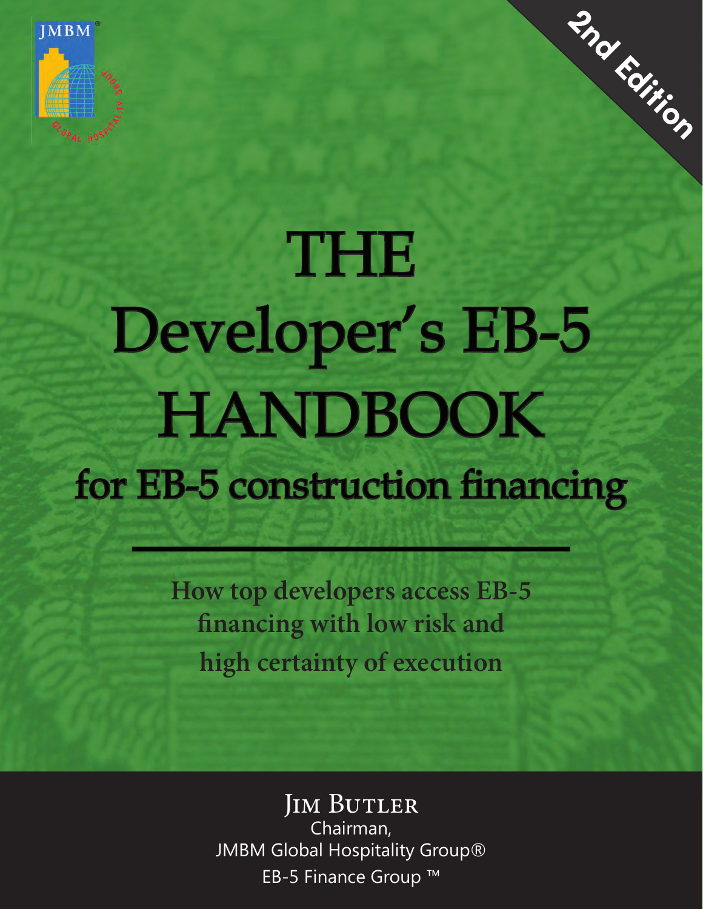JMBM®

2nd Edition

# THE Developer's EB-5 HANDBOOK

## for EB-5 construction financing

**How top developers access EB-5 financing with low risk and high certainty of execution**

Jim Butler
Chairman,
JMBM Global Hospitality Group®
EB-5 Finance Group ™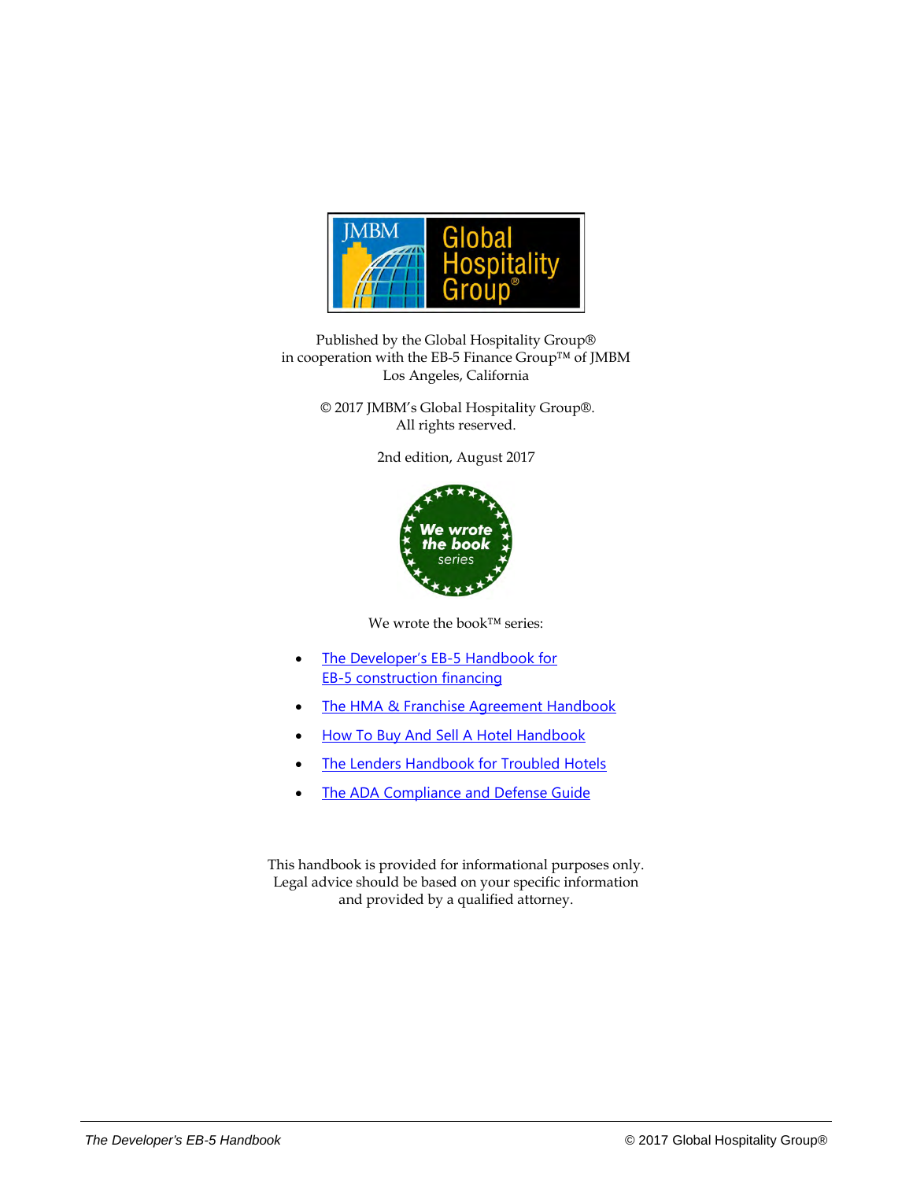Published by the Global Hospitality Group®
in cooperation with the EB-5 Finance Group™ of JMBM
Los Angeles, California

© 2017 JMBM's Global Hospitality Group®.
All rights reserved.

2nd edition, August 2017

We wrote the book™ series:

- The Developer's EB-5 Handbook for EB-5 construction financing
- The HMA & Franchise Agreement Handbook
- How To Buy And Sell A Hotel Handbook
- The Lenders Handbook for Troubled Hotels
- The ADA Compliance and Defense Guide

This handbook is provided for informational purposes only.
Legal advice should be based on your specific information
and provided by a qualified attorney.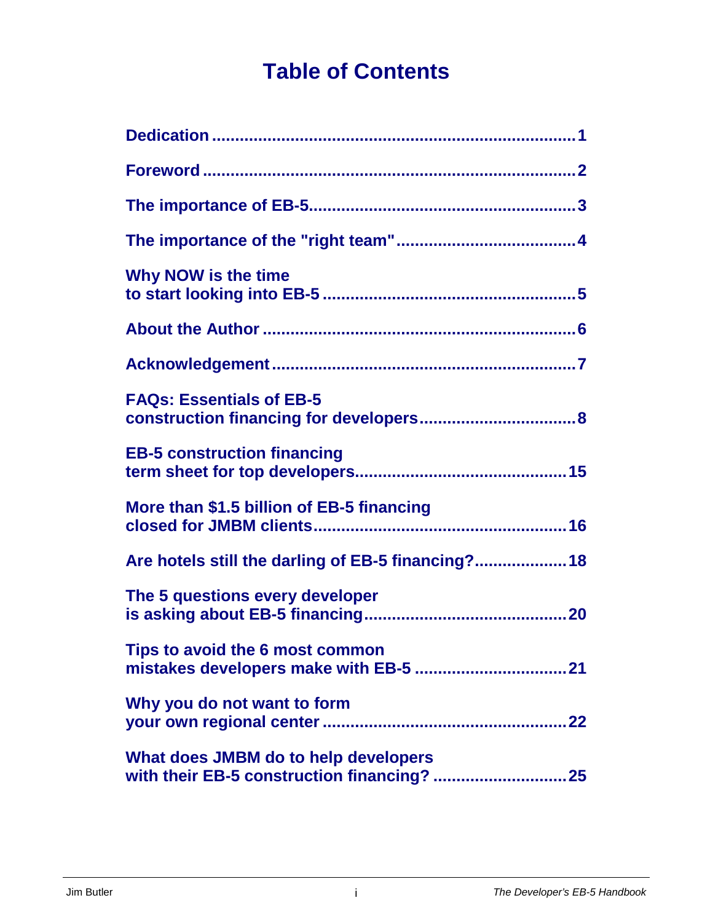# Table of Contents

| | |
|---|---|
| Dedication | 1 |
| Foreword | 2 |
| The importance of EB-5 | 3 |
| The importance of the "right team" | 4 |
| Why NOW is the time to start looking into EB-5 | 5 |
| About the Author | 6 |
| Acknowledgement | 7 |
| FAQs: Essentials of EB-5 construction financing for developers | 8 |
| EB-5 construction financing term sheet for top developers | 15 |
| More than $1.5 billion of EB-5 financing closed for JMBM clients | 16 |
| Are hotels still the darling of EB-5 financing? | 18 |
| The 5 questions every developer is asking about EB-5 financing | 20 |
| Tips to avoid the 6 most common mistakes developers make with EB-5 | 21 |
| Why you do not want to form your own regional center | 22 |
| What does JMBM do to help developers with their EB-5 construction financing? | 25 |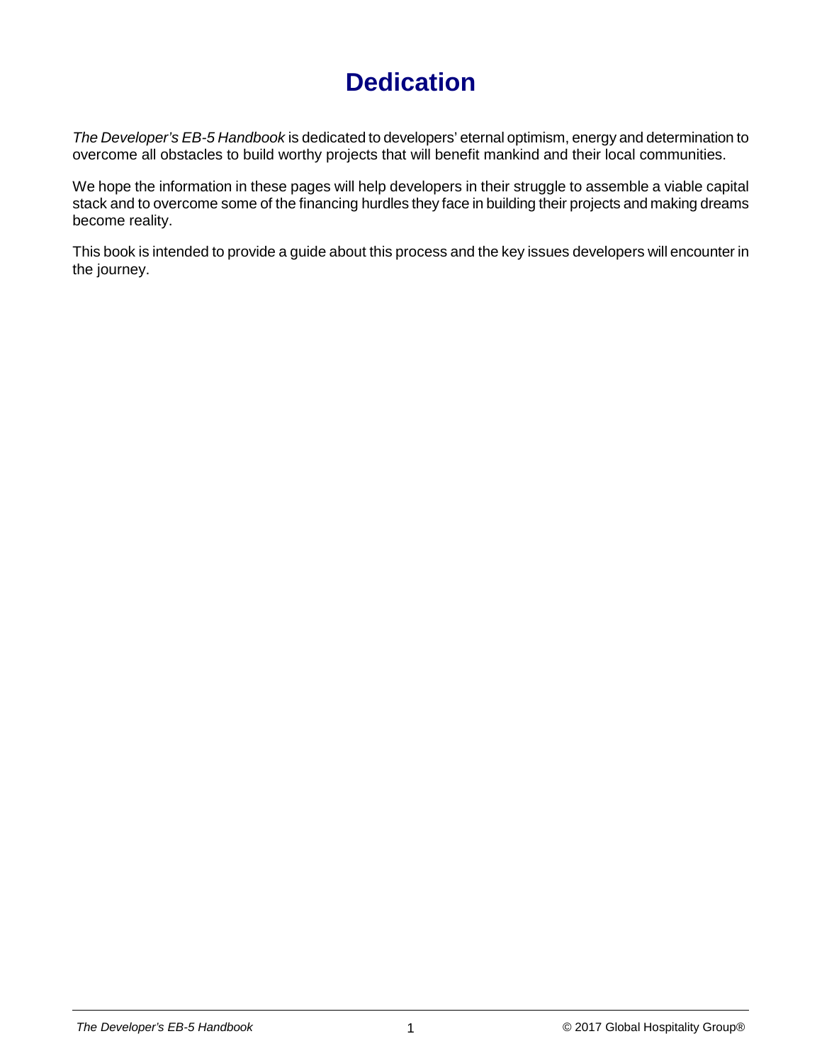# Dedication

*The Developer's EB-5 Handbook* is dedicated to developers' eternal optimism, energy and determination to overcome all obstacles to build worthy projects that will benefit mankind and their local communities.

We hope the information in these pages will help developers in their struggle to assemble a viable capital stack and to overcome some of the financing hurdles they face in building their projects and making dreams become reality.

This book is intended to provide a guide about this process and the key issues developers will encounter in the journey.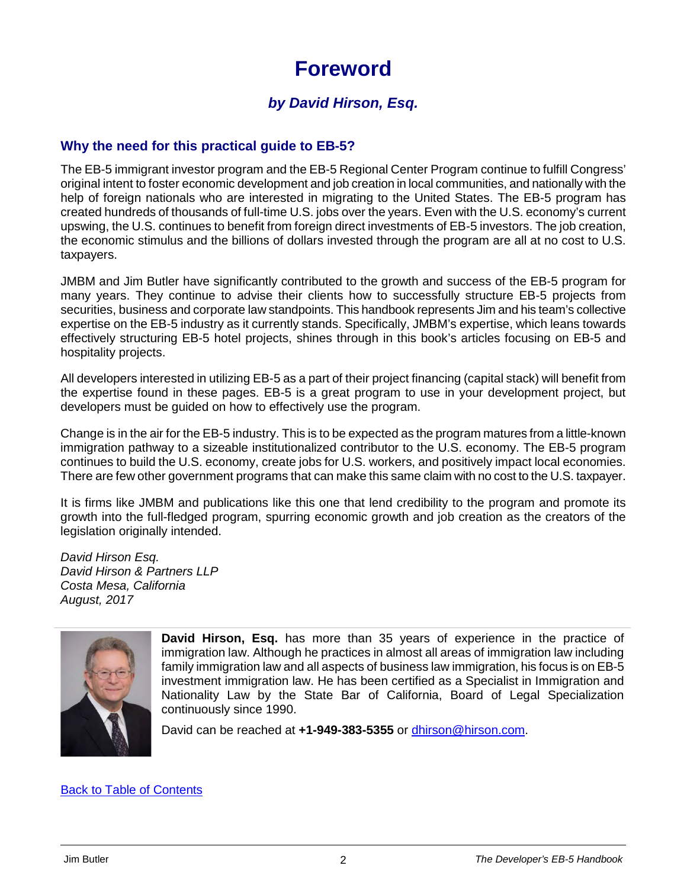# Foreword

### *by David Hirson, Esq.*

## Why the need for this practical guide to EB-5?

The EB-5 immigrant investor program and the EB-5 Regional Center Program continue to fulfill Congress' original intent to foster economic development and job creation in local communities, and nationally with the help of foreign nationals who are interested in migrating to the United States. The EB-5 program has created hundreds of thousands of full-time U.S. jobs over the years. Even with the U.S. economy's current upswing, the U.S. continues to benefit from foreign direct investments of EB-5 investors. The job creation, the economic stimulus and the billions of dollars invested through the program are all at no cost to U.S. taxpayers.

JMBM and Jim Butler have significantly contributed to the growth and success of the EB-5 program for many years. They continue to advise their clients how to successfully structure EB-5 projects from securities, business and corporate law standpoints. This handbook represents Jim and his team's collective expertise on the EB-5 industry as it currently stands. Specifically, JMBM's expertise, which leans towards effectively structuring EB-5 hotel projects, shines through in this book's articles focusing on EB-5 and hospitality projects.

All developers interested in utilizing EB-5 as a part of their project financing (capital stack) will benefit from the expertise found in these pages. EB-5 is a great program to use in your development project, but developers must be guided on how to effectively use the program.

Change is in the air for the EB-5 industry. This is to be expected as the program matures from a little-known immigration pathway to a sizeable institutionalized contributor to the U.S. economy. The EB-5 program continues to build the U.S. economy, create jobs for U.S. workers, and positively impact local economies. There are few other government programs that can make this same claim with no cost to the U.S. taxpayer.

It is firms like JMBM and publications like this one that lend credibility to the program and promote its growth into the full-fledged program, spurring economic growth and job creation as the creators of the legislation originally intended.

*David Hirson Esq.*
*David Hirson & Partners LLP*
*Costa Mesa, California*
*August, 2017*

---

**David Hirson, Esq.** has more than 35 years of experience in the practice of immigration law. Although he practices in almost all areas of immigration law including family immigration law and all aspects of business law immigration, his focus is on EB-5 investment immigration law. He has been certified as a Specialist in Immigration and Nationality Law by the State Bar of California, Board of Legal Specialization continuously since 1990.

David can be reached at **+1-949-383-5355** or [dhirson@hirson.com](mailto:dhirson@hirson.com).

[Back to Table of Contents]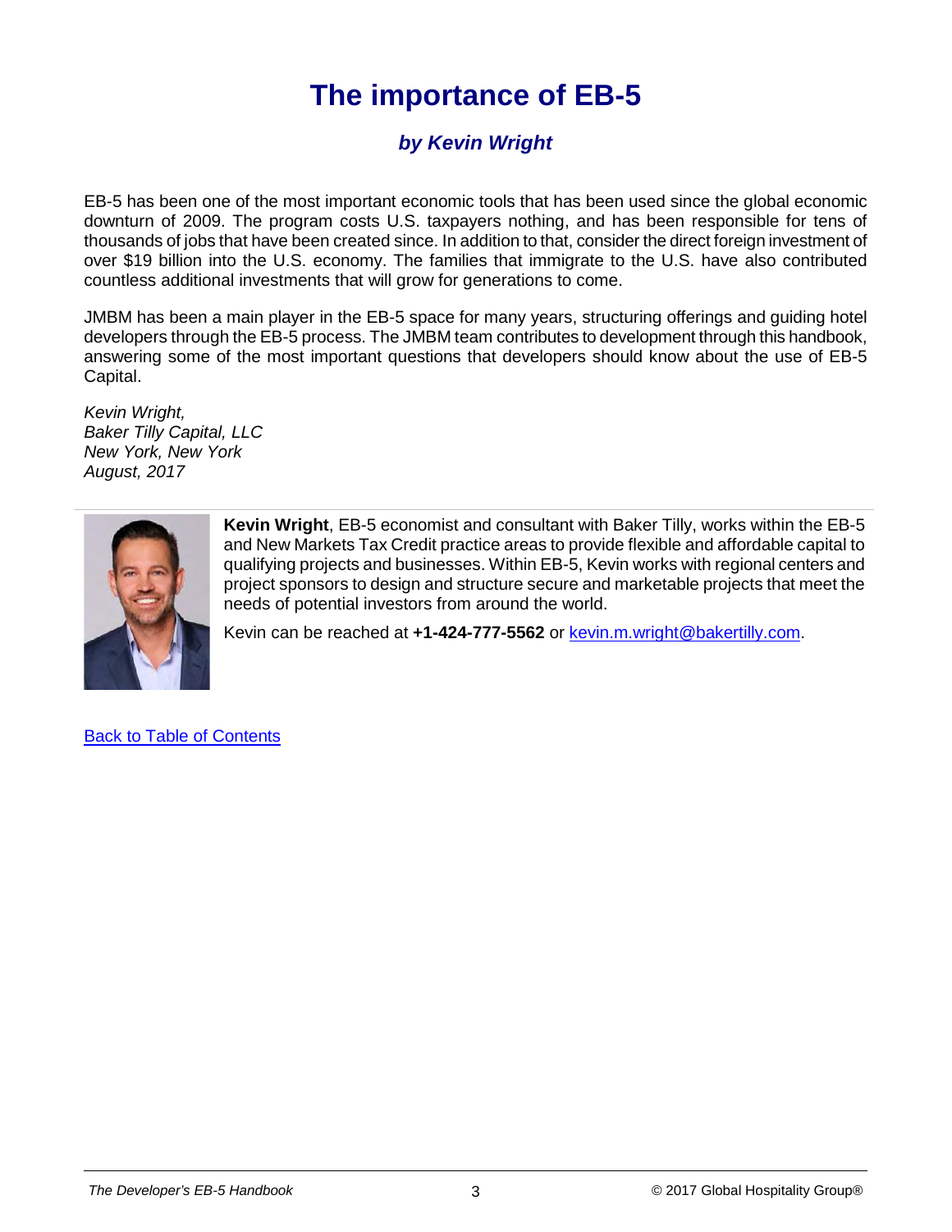# The importance of EB-5

### *by Kevin Wright*

EB-5 has been one of the most important economic tools that has been used since the global economic downturn of 2009. The program costs U.S. taxpayers nothing, and has been responsible for tens of thousands of jobs that have been created since. In addition to that, consider the direct foreign investment of over $19 billion into the U.S. economy. The families that immigrate to the U.S. have also contributed countless additional investments that will grow for generations to come.

JMBM has been a main player in the EB-5 space for many years, structuring offerings and guiding hotel developers through the EB-5 process. The JMBM team contributes to development through this handbook, answering some of the most important questions that developers should know about the use of EB-5 Capital.

*Kevin Wright,*
*Baker Tilly Capital, LLC*
*New York, New York*
*August, 2017*

---

**Kevin Wright**, EB-5 economist and consultant with Baker Tilly, works within the EB-5 and New Markets Tax Credit practice areas to provide flexible and affordable capital to qualifying projects and businesses. Within EB-5, Kevin works with regional centers and project sponsors to design and structure secure and marketable projects that meet the needs of potential investors from around the world.

Kevin can be reached at **+1-424-777-5562** or kevin.m.wright@bakertilly.com.

Back to Table of Contents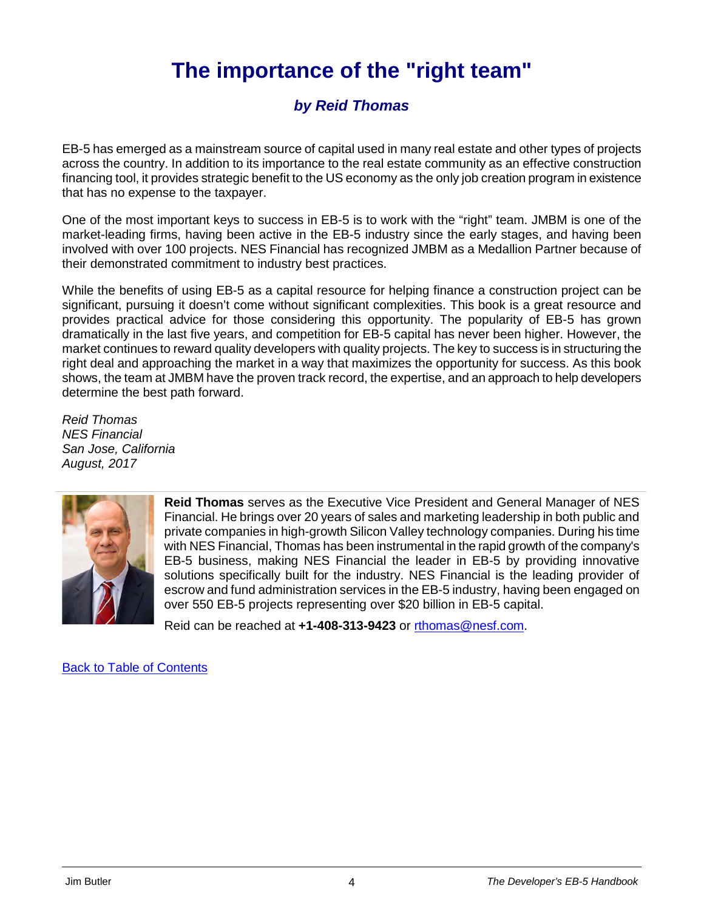# The importance of the "right team"

### *by Reid Thomas*

EB-5 has emerged as a mainstream source of capital used in many real estate and other types of projects across the country. In addition to its importance to the real estate community as an effective construction financing tool, it provides strategic benefit to the US economy as the only job creation program in existence that has no expense to the taxpayer.

One of the most important keys to success in EB-5 is to work with the "right" team. JMBM is one of the market-leading firms, having been active in the EB-5 industry since the early stages, and having been involved with over 100 projects. NES Financial has recognized JMBM as a Medallion Partner because of their demonstrated commitment to industry best practices.

While the benefits of using EB-5 as a capital resource for helping finance a construction project can be significant, pursuing it doesn't come without significant complexities. This book is a great resource and provides practical advice for those considering this opportunity. The popularity of EB-5 has grown dramatically in the last five years, and competition for EB-5 capital has never been higher. However, the market continues to reward quality developers with quality projects. The key to success is in structuring the right deal and approaching the market in a way that maximizes the opportunity for success. As this book shows, the team at JMBM have the proven track record, the expertise, and an approach to help developers determine the best path forward.

*Reid Thomas*
*NES Financial*
*San Jose, California*
*August, 2017*

**Reid Thomas** serves as the Executive Vice President and General Manager of NES Financial. He brings over 20 years of sales and marketing leadership in both public and private companies in high-growth Silicon Valley technology companies. During his time with NES Financial, Thomas has been instrumental in the rapid growth of the company's EB-5 business, making NES Financial the leader in EB-5 by providing innovative solutions specifically built for the industry. NES Financial is the leading provider of escrow and fund administration services in the EB-5 industry, having been engaged on over 550 EB-5 projects representing over $20 billion in EB-5 capital.

Reid can be reached at **+1-408-313-9423** or [rthomas@nesf.com](mailto:rthomas@nesf.com).

[Back to Table of Contents]()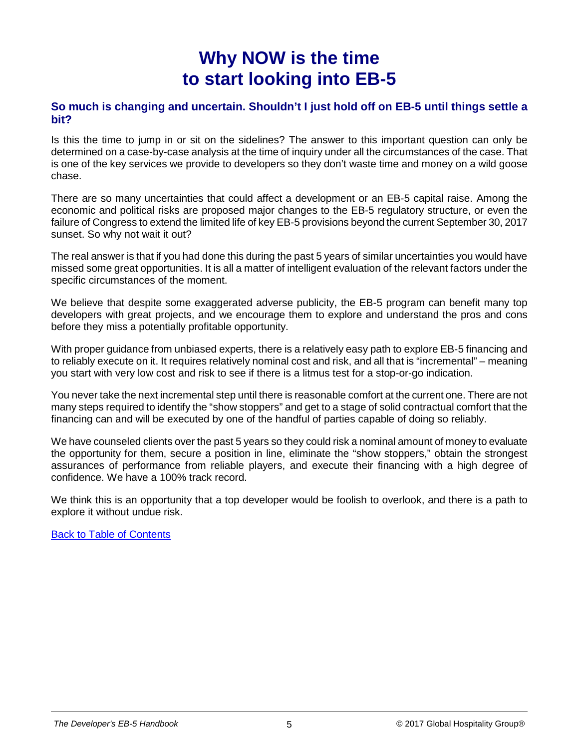# Why NOW is the time to start looking into EB-5

### So much is changing and uncertain. Shouldn't I just hold off on EB-5 until things settle a bit?

Is this the time to jump in or sit on the sidelines? The answer to this important question can only be determined on a case-by-case analysis at the time of inquiry under all the circumstances of the case. That is one of the key services we provide to developers so they don't waste time and money on a wild goose chase.

There are so many uncertainties that could affect a development or an EB-5 capital raise. Among the economic and political risks are proposed major changes to the EB-5 regulatory structure, or even the failure of Congress to extend the limited life of key EB-5 provisions beyond the current September 30, 2017 sunset. So why not wait it out?

The real answer is that if you had done this during the past 5 years of similar uncertainties you would have missed some great opportunities. It is all a matter of intelligent evaluation of the relevant factors under the specific circumstances of the moment.

We believe that despite some exaggerated adverse publicity, the EB-5 program can benefit many top developers with great projects, and we encourage them to explore and understand the pros and cons before they miss a potentially profitable opportunity.

With proper guidance from unbiased experts, there is a relatively easy path to explore EB-5 financing and to reliably execute on it. It requires relatively nominal cost and risk, and all that is "incremental" – meaning you start with very low cost and risk to see if there is a litmus test for a stop-or-go indication.

You never take the next incremental step until there is reasonable comfort at the current one. There are not many steps required to identify the "show stoppers" and get to a stage of solid contractual comfort that the financing can and will be executed by one of the handful of parties capable of doing so reliably.

We have counseled clients over the past 5 years so they could risk a nominal amount of money to evaluate the opportunity for them, secure a position in line, eliminate the "show stoppers," obtain the strongest assurances of performance from reliable players, and execute their financing with a high degree of confidence. We have a 100% track record.

We think this is an opportunity that a top developer would be foolish to overlook, and there is a path to explore it without undue risk.

Back to Table of Contents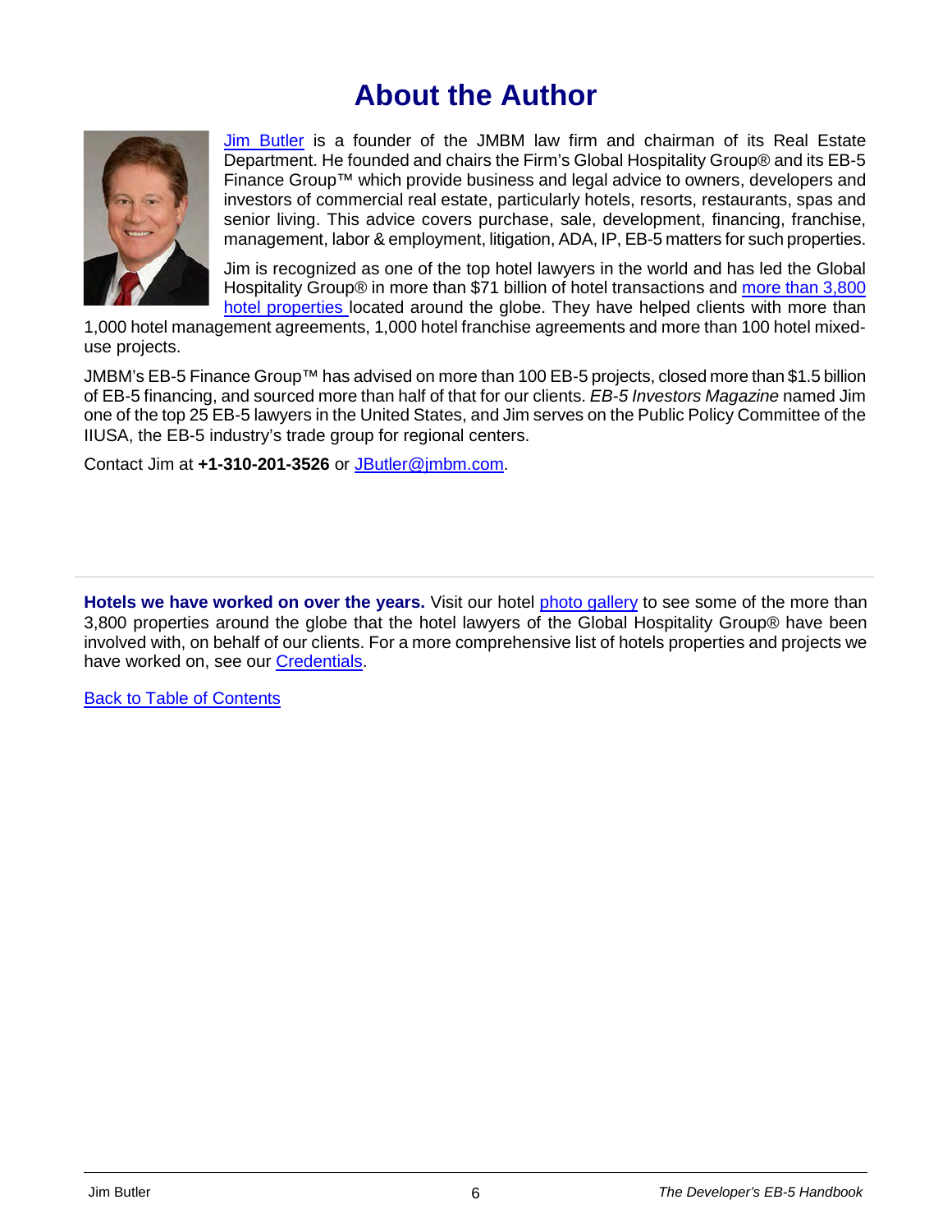# About the Author

Jim Butler is a founder of the JMBM law firm and chairman of its Real Estate Department. He founded and chairs the Firm's Global Hospitality Group® and its EB-5 Finance Group™ which provide business and legal advice to owners, developers and investors of commercial real estate, particularly hotels, resorts, restaurants, spas and senior living. This advice covers purchase, sale, development, financing, franchise, management, labor & employment, litigation, ADA, IP, EB-5 matters for such properties.

Jim is recognized as one of the top hotel lawyers in the world and has led the Global Hospitality Group® in more than $71 billion of hotel transactions and more than 3,800 hotel properties located around the globe. They have helped clients with more than 1,000 hotel management agreements, 1,000 hotel franchise agreements and more than 100 hotel mixed-use projects.

JMBM's EB-5 Finance Group™ has advised on more than 100 EB-5 projects, closed more than $1.5 billion of EB-5 financing, and sourced more than half of that for our clients. *EB-5 Investors Magazine* named Jim one of the top 25 EB-5 lawyers in the United States, and Jim serves on the Public Policy Committee of the IIUSA, the EB-5 industry's trade group for regional centers.

Contact Jim at **+1-310-201-3526** or JButler@jmbm.com.

---

**Hotels we have worked on over the years.** Visit our hotel photo gallery to see some of the more than 3,800 properties around the globe that the hotel lawyers of the Global Hospitality Group® have been involved with, on behalf of our clients. For a more comprehensive list of hotels properties and projects we have worked on, see our Credentials.

Back to Table of Contents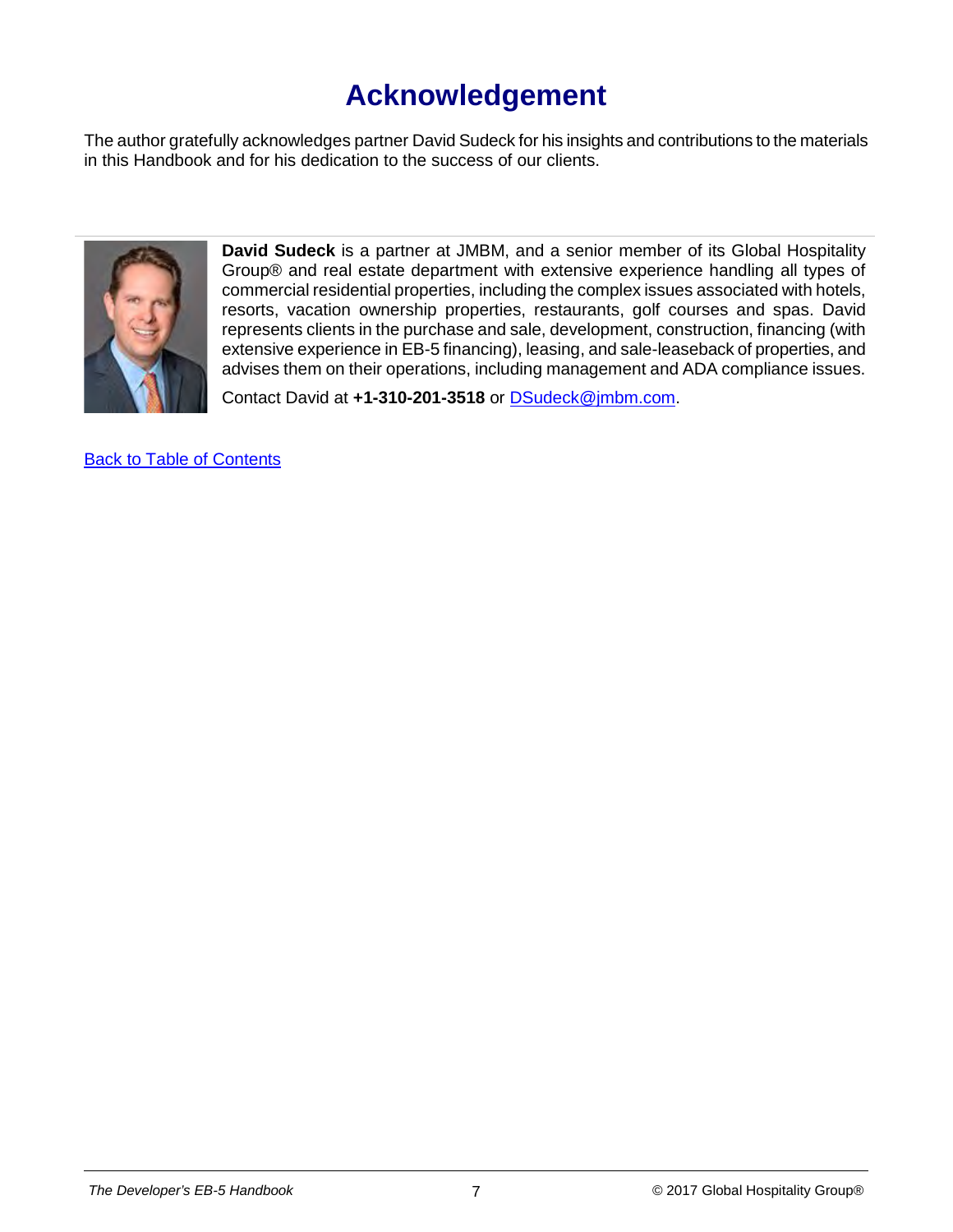# Acknowledgement

The author gratefully acknowledges partner David Sudeck for his insights and contributions to the materials in this Handbook and for his dedication to the success of our clients.

**David Sudeck** is a partner at JMBM, and a senior member of its Global Hospitality Group® and real estate department with extensive experience handling all types of commercial residential properties, including the complex issues associated with hotels, resorts, vacation ownership properties, restaurants, golf courses and spas. David represents clients in the purchase and sale, development, construction, financing (with extensive experience in EB-5 financing), leasing, and sale-leaseback of properties, and advises them on their operations, including management and ADA compliance issues.

Contact David at **+1-310-201-3518** or [DSudeck@jmbm.com](mailto:DSudeck@jmbm.com).

[Back to Table of Contents]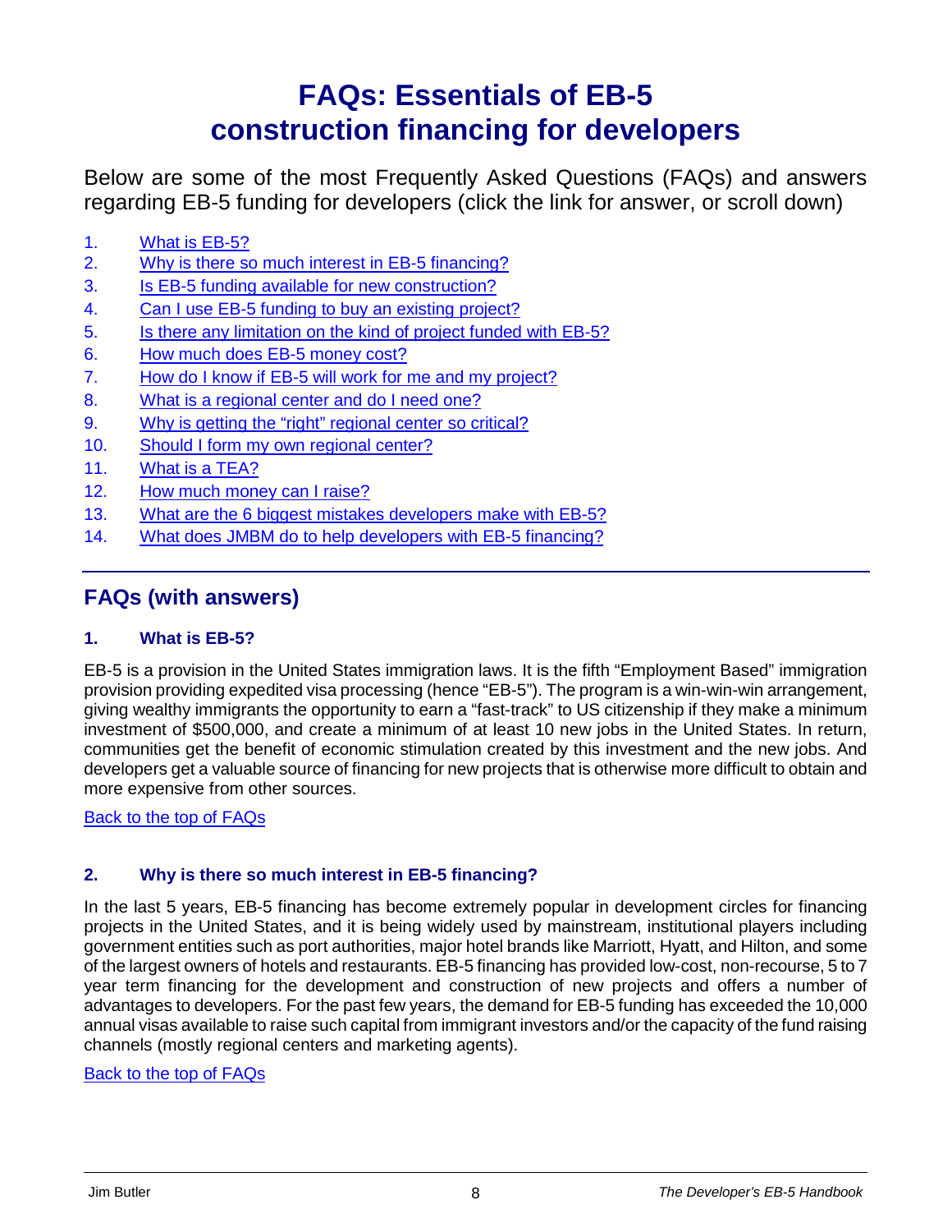# FAQs: Essentials of EB-5 construction financing for developers

Below are some of the most Frequently Asked Questions (FAQs) and answers regarding EB-5 funding for developers (click the link for answer, or scroll down)

1. What is EB-5?
2. Why is there so much interest in EB-5 financing?
3. Is EB-5 funding available for new construction?
4. Can I use EB-5 funding to buy an existing project?
5. Is there any limitation on the kind of project funded with EB-5?
6. How much does EB-5 money cost?
7. How do I know if EB-5 will work for me and my project?
8. What is a regional center and do I need one?
9. Why is getting the "right" regional center so critical?
10. Should I form my own regional center?
11. What is a TEA?
12. How much money can I raise?
13. What are the 6 biggest mistakes developers make with EB-5?
14. What does JMBM do to help developers with EB-5 financing?

---

## FAQs (with answers)

### 1. What is EB-5?

EB-5 is a provision in the United States immigration laws. It is the fifth "Employment Based" immigration provision providing expedited visa processing (hence "EB-5"). The program is a win-win-win arrangement, giving wealthy immigrants the opportunity to earn a "fast-track" to US citizenship if they make a minimum investment of $500,000, and create a minimum of at least 10 new jobs in the United States. In return, communities get the benefit of economic stimulation created by this investment and the new jobs. And developers get a valuable source of financing for new projects that is otherwise more difficult to obtain and more expensive from other sources.

Back to the top of FAQs

### 2. Why is there so much interest in EB-5 financing?

In the last 5 years, EB-5 financing has become extremely popular in development circles for financing projects in the United States, and it is being widely used by mainstream, institutional players including government entities such as port authorities, major hotel brands like Marriott, Hyatt, and Hilton, and some of the largest owners of hotels and restaurants. EB-5 financing has provided low-cost, non-recourse, 5 to 7 year term financing for the development and construction of new projects and offers a number of advantages to developers. For the past few years, the demand for EB-5 funding has exceeded the 10,000 annual visas available to raise such capital from immigrant investors and/or the capacity of the fund raising channels (mostly regional centers and marketing agents).

Back to the top of FAQs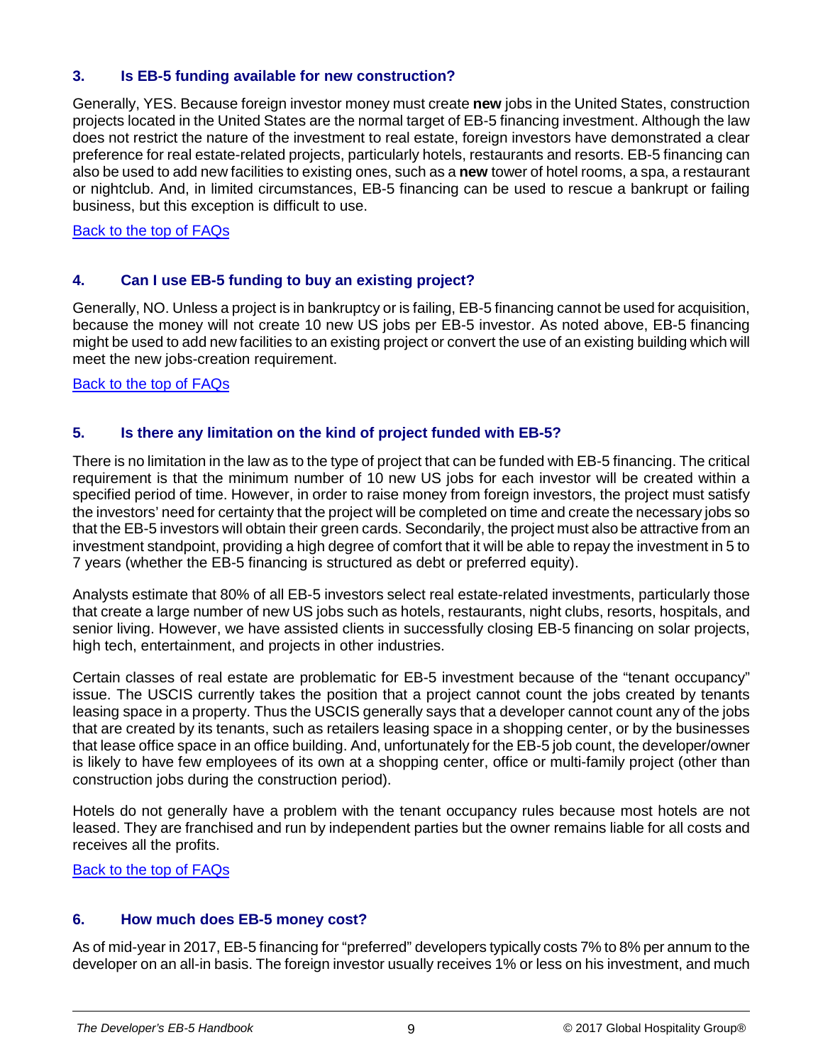### 3. Is EB-5 funding available for new construction?

Generally, YES. Because foreign investor money must create **new** jobs in the United States, construction projects located in the United States are the normal target of EB-5 financing investment. Although the law does not restrict the nature of the investment to real estate, foreign investors have demonstrated a clear preference for real estate-related projects, particularly hotels, restaurants and resorts. EB-5 financing can also be used to add new facilities to existing ones, such as a **new** tower of hotel rooms, a spa, a restaurant or nightclub. And, in limited circumstances, EB-5 financing can be used to rescue a bankrupt or failing business, but this exception is difficult to use.

Back to the top of FAQs

### 4. Can I use EB-5 funding to buy an existing project?

Generally, NO. Unless a project is in bankruptcy or is failing, EB-5 financing cannot be used for acquisition, because the money will not create 10 new US jobs per EB-5 investor. As noted above, EB-5 financing might be used to add new facilities to an existing project or convert the use of an existing building which will meet the new jobs-creation requirement.

Back to the top of FAQs

### 5. Is there any limitation on the kind of project funded with EB-5?

There is no limitation in the law as to the type of project that can be funded with EB-5 financing. The critical requirement is that the minimum number of 10 new US jobs for each investor will be created within a specified period of time. However, in order to raise money from foreign investors, the project must satisfy the investors' need for certainty that the project will be completed on time and create the necessary jobs so that the EB-5 investors will obtain their green cards. Secondarily, the project must also be attractive from an investment standpoint, providing a high degree of comfort that it will be able to repay the investment in 5 to 7 years (whether the EB-5 financing is structured as debt or preferred equity).

Analysts estimate that 80% of all EB-5 investors select real estate-related investments, particularly those that create a large number of new US jobs such as hotels, restaurants, night clubs, resorts, hospitals, and senior living. However, we have assisted clients in successfully closing EB-5 financing on solar projects, high tech, entertainment, and projects in other industries.

Certain classes of real estate are problematic for EB-5 investment because of the "tenant occupancy" issue. The USCIS currently takes the position that a project cannot count the jobs created by tenants leasing space in a property. Thus the USCIS generally says that a developer cannot count any of the jobs that are created by its tenants, such as retailers leasing space in a shopping center, or by the businesses that lease office space in an office building. And, unfortunately for the EB-5 job count, the developer/owner is likely to have few employees of its own at a shopping center, office or multi-family project (other than construction jobs during the construction period).

Hotels do not generally have a problem with the tenant occupancy rules because most hotels are not leased. They are franchised and run by independent parties but the owner remains liable for all costs and receives all the profits.

Back to the top of FAQs

### 6. How much does EB-5 money cost?

As of mid-year in 2017, EB-5 financing for "preferred" developers typically costs 7% to 8% per annum to the developer on an all-in basis. The foreign investor usually receives 1% or less on his investment, and much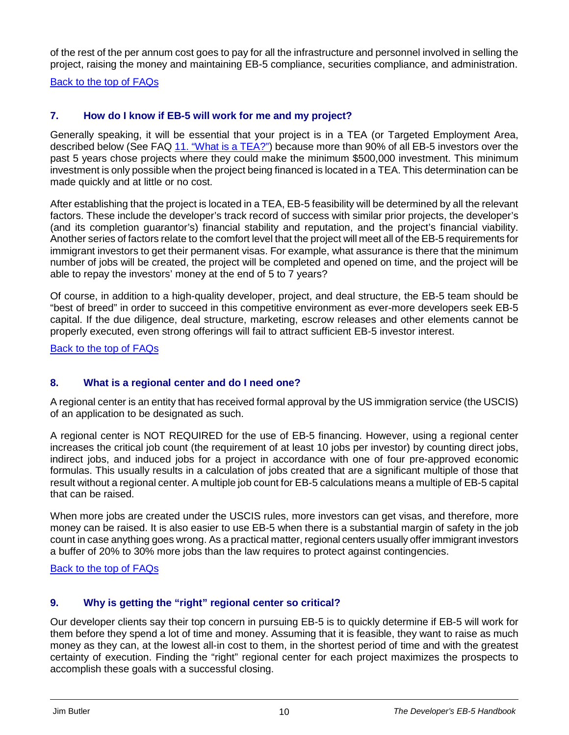of the rest of the per annum cost goes to pay for all the infrastructure and personnel involved in selling the project, raising the money and maintaining EB-5 compliance, securities compliance, and administration.

[Back to the top of FAQs]

### 7. How do I know if EB-5 will work for me and my project?

Generally speaking, it will be essential that your project is in a TEA (or Targeted Employment Area, described below (See FAQ [11. "What is a TEA?"]) because more than 90% of all EB-5 investors over the past 5 years chose projects where they could make the minimum $500,000 investment. This minimum investment is only possible when the project being financed is located in a TEA. This determination can be made quickly and at little or no cost.

After establishing that the project is located in a TEA, EB-5 feasibility will be determined by all the relevant factors. These include the developer's track record of success with similar prior projects, the developer's (and its completion guarantor's) financial stability and reputation, and the project's financial viability. Another series of factors relate to the comfort level that the project will meet all of the EB-5 requirements for immigrant investors to get their permanent visas. For example, what assurance is there that the minimum number of jobs will be created, the project will be completed and opened on time, and the project will be able to repay the investors' money at the end of 5 to 7 years?

Of course, in addition to a high-quality developer, project, and deal structure, the EB-5 team should be "best of breed" in order to succeed in this competitive environment as ever-more developers seek EB-5 capital. If the due diligence, deal structure, marketing, escrow releases and other elements cannot be properly executed, even strong offerings will fail to attract sufficient EB-5 investor interest.

[Back to the top of FAQs]

### 8. What is a regional center and do I need one?

A regional center is an entity that has received formal approval by the US immigration service (the USCIS) of an application to be designated as such.

A regional center is NOT REQUIRED for the use of EB-5 financing. However, using a regional center increases the critical job count (the requirement of at least 10 jobs per investor) by counting direct jobs, indirect jobs, and induced jobs for a project in accordance with one of four pre-approved economic formulas. This usually results in a calculation of jobs created that are a significant multiple of those that result without a regional center. A multiple job count for EB-5 calculations means a multiple of EB-5 capital that can be raised.

When more jobs are created under the USCIS rules, more investors can get visas, and therefore, more money can be raised. It is also easier to use EB-5 when there is a substantial margin of safety in the job count in case anything goes wrong. As a practical matter, regional centers usually offer immigrant investors a buffer of 20% to 30% more jobs than the law requires to protect against contingencies.

[Back to the top of FAQs]

### 9. Why is getting the "right" regional center so critical?

Our developer clients say their top concern in pursuing EB-5 is to quickly determine if EB-5 will work for them before they spend a lot of time and money. Assuming that it is feasible, they want to raise as much money as they can, at the lowest all-in cost to them, in the shortest period of time and with the greatest certainty of execution. Finding the "right" regional center for each project maximizes the prospects to accomplish these goals with a successful closing.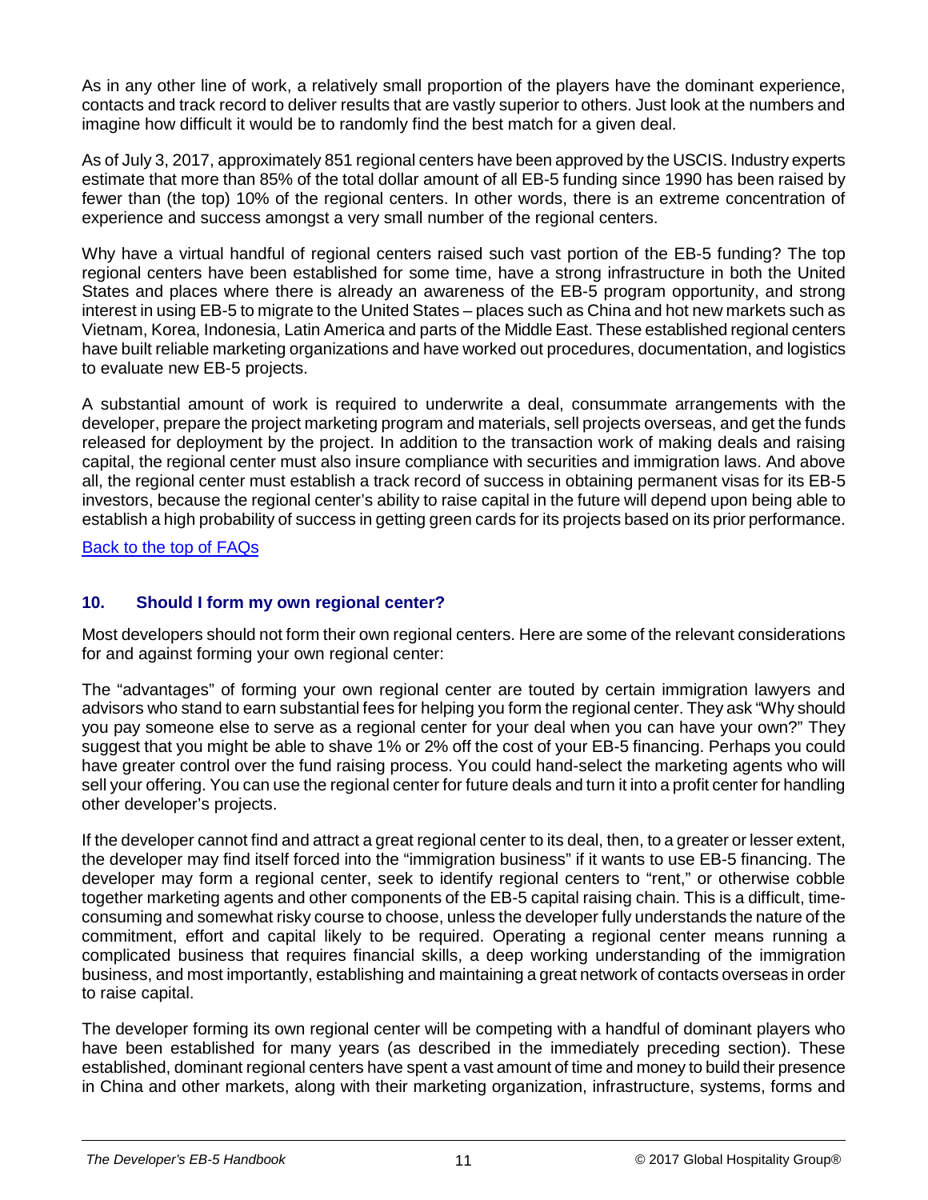As in any other line of work, a relatively small proportion of the players have the dominant experience, contacts and track record to deliver results that are vastly superior to others. Just look at the numbers and imagine how difficult it would be to randomly find the best match for a given deal.

As of July 3, 2017, approximately 851 regional centers have been approved by the USCIS. Industry experts estimate that more than 85% of the total dollar amount of all EB-5 funding since 1990 has been raised by fewer than (the top) 10% of the regional centers. In other words, there is an extreme concentration of experience and success amongst a very small number of the regional centers.

Why have a virtual handful of regional centers raised such vast portion of the EB-5 funding? The top regional centers have been established for some time, have a strong infrastructure in both the United States and places where there is already an awareness of the EB-5 program opportunity, and strong interest in using EB-5 to migrate to the United States – places such as China and hot new markets such as Vietnam, Korea, Indonesia, Latin America and parts of the Middle East. These established regional centers have built reliable marketing organizations and have worked out procedures, documentation, and logistics to evaluate new EB-5 projects.

A substantial amount of work is required to underwrite a deal, consummate arrangements with the developer, prepare the project marketing program and materials, sell projects overseas, and get the funds released for deployment by the project. In addition to the transaction work of making deals and raising capital, the regional center must also insure compliance with securities and immigration laws. And above all, the regional center must establish a track record of success in obtaining permanent visas for its EB-5 investors, because the regional center's ability to raise capital in the future will depend upon being able to establish a high probability of success in getting green cards for its projects based on its prior performance.

Back to the top of FAQs

### 10. Should I form my own regional center?

Most developers should not form their own regional centers. Here are some of the relevant considerations for and against forming your own regional center:

The "advantages" of forming your own regional center are touted by certain immigration lawyers and advisors who stand to earn substantial fees for helping you form the regional center. They ask "Why should you pay someone else to serve as a regional center for your deal when you can have your own?" They suggest that you might be able to shave 1% or 2% off the cost of your EB-5 financing. Perhaps you could have greater control over the fund raising process. You could hand-select the marketing agents who will sell your offering. You can use the regional center for future deals and turn it into a profit center for handling other developer's projects.

If the developer cannot find and attract a great regional center to its deal, then, to a greater or lesser extent, the developer may find itself forced into the "immigration business" if it wants to use EB-5 financing. The developer may form a regional center, seek to identify regional centers to "rent," or otherwise cobble together marketing agents and other components of the EB-5 capital raising chain. This is a difficult, time-consuming and somewhat risky course to choose, unless the developer fully understands the nature of the commitment, effort and capital likely to be required. Operating a regional center means running a complicated business that requires financial skills, a deep working understanding of the immigration business, and most importantly, establishing and maintaining a great network of contacts overseas in order to raise capital.

The developer forming its own regional center will be competing with a handful of dominant players who have been established for many years (as described in the immediately preceding section). These established, dominant regional centers have spent a vast amount of time and money to build their presence in China and other markets, along with their marketing organization, infrastructure, systems, forms and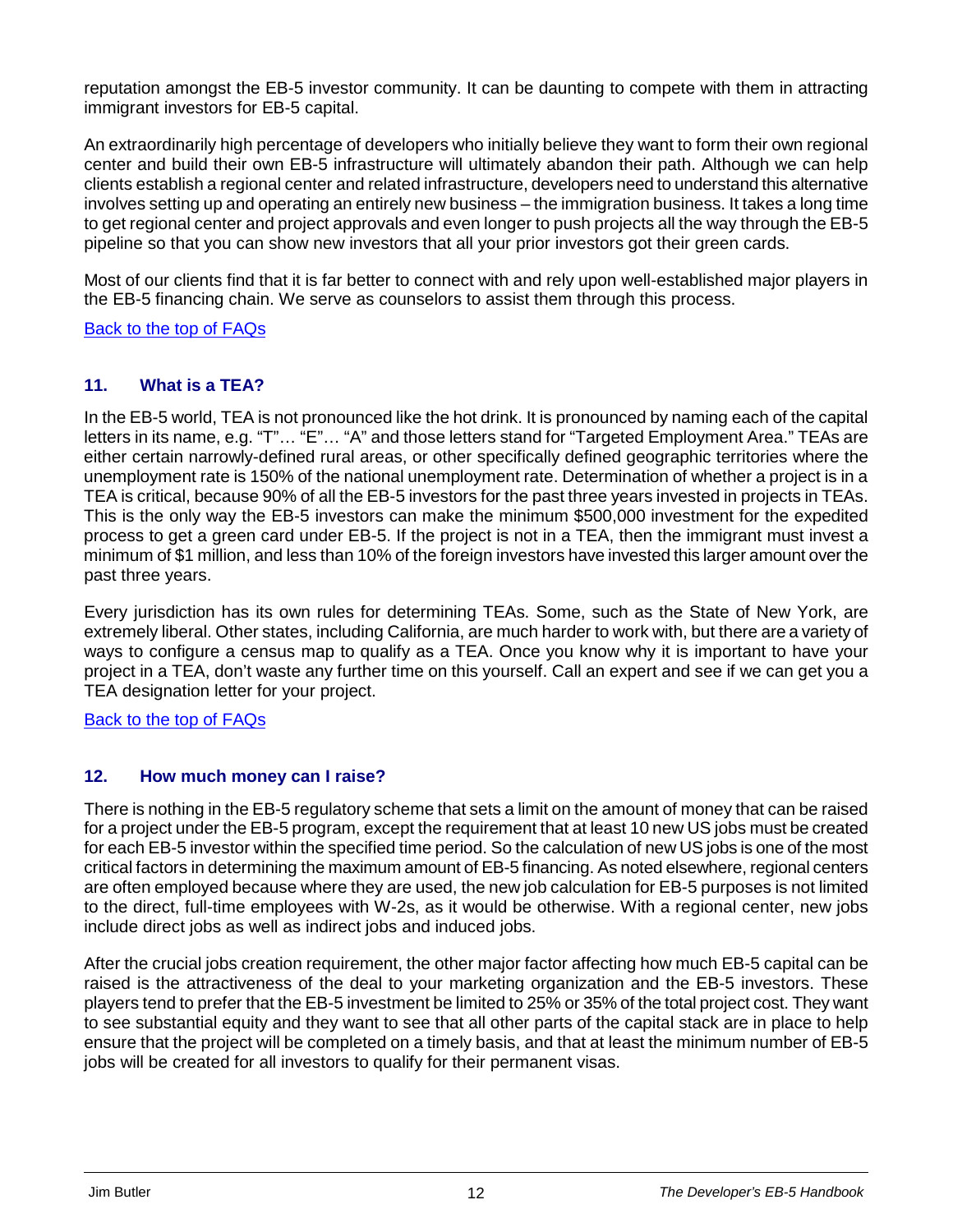reputation amongst the EB-5 investor community. It can be daunting to compete with them in attracting immigrant investors for EB-5 capital.

An extraordinarily high percentage of developers who initially believe they want to form their own regional center and build their own EB-5 infrastructure will ultimately abandon their path. Although we can help clients establish a regional center and related infrastructure, developers need to understand this alternative involves setting up and operating an entirely new business – the immigration business. It takes a long time to get regional center and project approvals and even longer to push projects all the way through the EB-5 pipeline so that you can show new investors that all your prior investors got their green cards.

Most of our clients find that it is far better to connect with and rely upon well-established major players in the EB-5 financing chain. We serve as counselors to assist them through this process.

[Back to the top of FAQs]

### 11. What is a TEA?

In the EB-5 world, TEA is not pronounced like the hot drink. It is pronounced by naming each of the capital letters in its name, e.g. "T"… "E"… "A" and those letters stand for "Targeted Employment Area." TEAs are either certain narrowly-defined rural areas, or other specifically defined geographic territories where the unemployment rate is 150% of the national unemployment rate. Determination of whether a project is in a TEA is critical, because 90% of all the EB-5 investors for the past three years invested in projects in TEAs. This is the only way the EB-5 investors can make the minimum $500,000 investment for the expedited process to get a green card under EB-5. If the project is not in a TEA, then the immigrant must invest a minimum of $1 million, and less than 10% of the foreign investors have invested this larger amount over the past three years.

Every jurisdiction has its own rules for determining TEAs. Some, such as the State of New York, are extremely liberal. Other states, including California, are much harder to work with, but there are a variety of ways to configure a census map to qualify as a TEA. Once you know why it is important to have your project in a TEA, don't waste any further time on this yourself. Call an expert and see if we can get you a TEA designation letter for your project.

[Back to the top of FAQs]

### 12. How much money can I raise?

There is nothing in the EB-5 regulatory scheme that sets a limit on the amount of money that can be raised for a project under the EB-5 program, except the requirement that at least 10 new US jobs must be created for each EB-5 investor within the specified time period. So the calculation of new US jobs is one of the most critical factors in determining the maximum amount of EB-5 financing. As noted elsewhere, regional centers are often employed because where they are used, the new job calculation for EB-5 purposes is not limited to the direct, full-time employees with W-2s, as it would be otherwise. With a regional center, new jobs include direct jobs as well as indirect jobs and induced jobs.

After the crucial jobs creation requirement, the other major factor affecting how much EB-5 capital can be raised is the attractiveness of the deal to your marketing organization and the EB-5 investors. These players tend to prefer that the EB-5 investment be limited to 25% or 35% of the total project cost. They want to see substantial equity and they want to see that all other parts of the capital stack are in place to help ensure that the project will be completed on a timely basis, and that at least the minimum number of EB-5 jobs will be created for all investors to qualify for their permanent visas.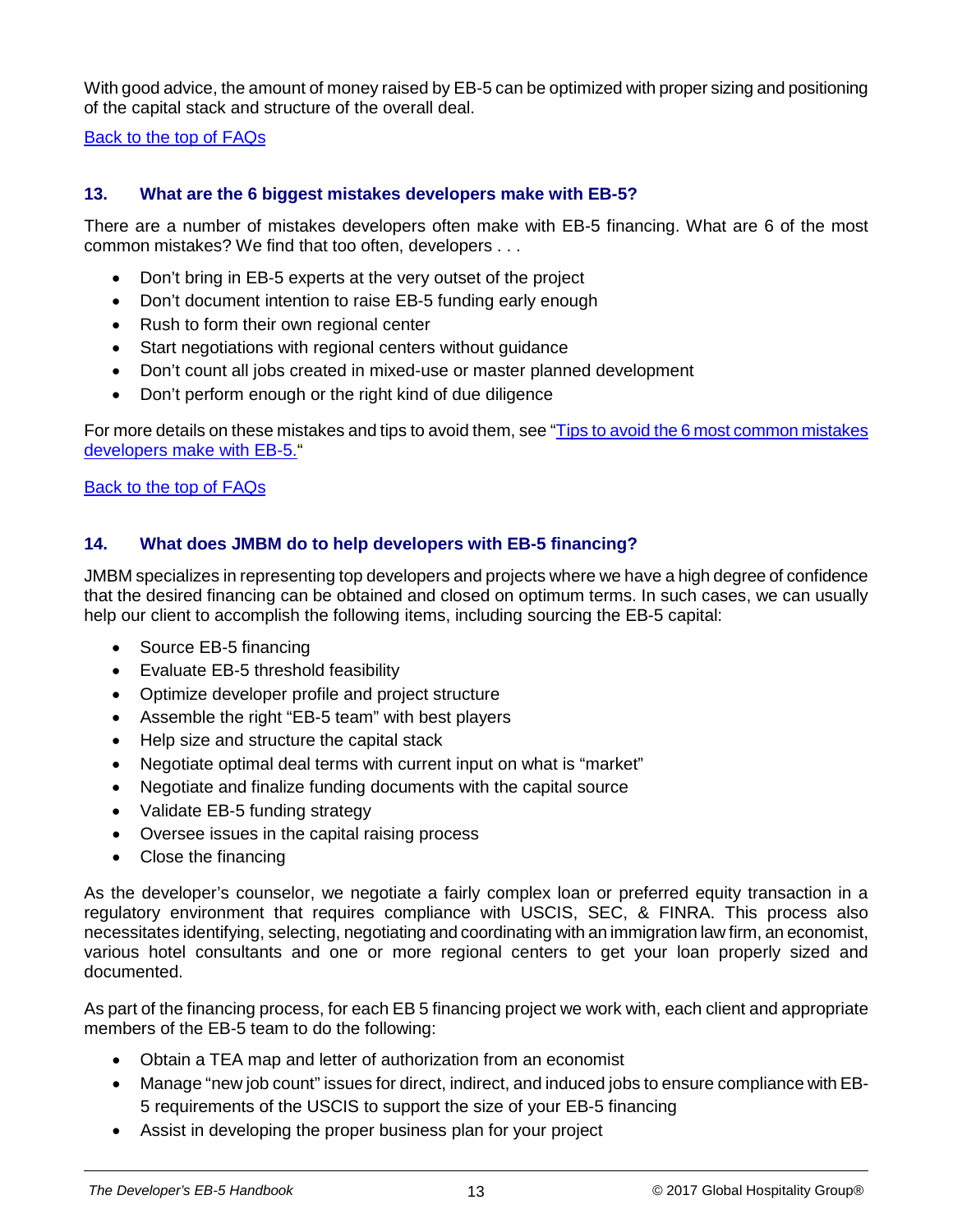With good advice, the amount of money raised by EB-5 can be optimized with proper sizing and positioning of the capital stack and structure of the overall deal.

[Back to the top of FAQs]

### 13. What are the 6 biggest mistakes developers make with EB-5?

There are a number of mistakes developers often make with EB-5 financing. What are 6 of the most common mistakes? We find that too often, developers . . .

- Don't bring in EB-5 experts at the very outset of the project
- Don't document intention to raise EB-5 funding early enough
- Rush to form their own regional center
- Start negotiations with regional centers without guidance
- Don't count all jobs created in mixed-use or master planned development
- Don't perform enough or the right kind of due diligence

For more details on these mistakes and tips to avoid them, see "Tips to avoid the 6 most common mistakes developers make with EB-5."

[Back to the top of FAQs]

### 14. What does JMBM do to help developers with EB-5 financing?

JMBM specializes in representing top developers and projects where we have a high degree of confidence that the desired financing can be obtained and closed on optimum terms. In such cases, we can usually help our client to accomplish the following items, including sourcing the EB-5 capital:

- Source EB-5 financing
- Evaluate EB-5 threshold feasibility
- Optimize developer profile and project structure
- Assemble the right "EB-5 team" with best players
- Help size and structure the capital stack
- Negotiate optimal deal terms with current input on what is "market"
- Negotiate and finalize funding documents with the capital source
- Validate EB-5 funding strategy
- Oversee issues in the capital raising process
- Close the financing

As the developer's counselor, we negotiate a fairly complex loan or preferred equity transaction in a regulatory environment that requires compliance with USCIS, SEC, & FINRA. This process also necessitates identifying, selecting, negotiating and coordinating with an immigration law firm, an economist, various hotel consultants and one or more regional centers to get your loan properly sized and documented.

As part of the financing process, for each EB 5 financing project we work with, each client and appropriate members of the EB-5 team to do the following:

- Obtain a TEA map and letter of authorization from an economist
- Manage "new job count" issues for direct, indirect, and induced jobs to ensure compliance with EB-5 requirements of the USCIS to support the size of your EB-5 financing
- Assist in developing the proper business plan for your project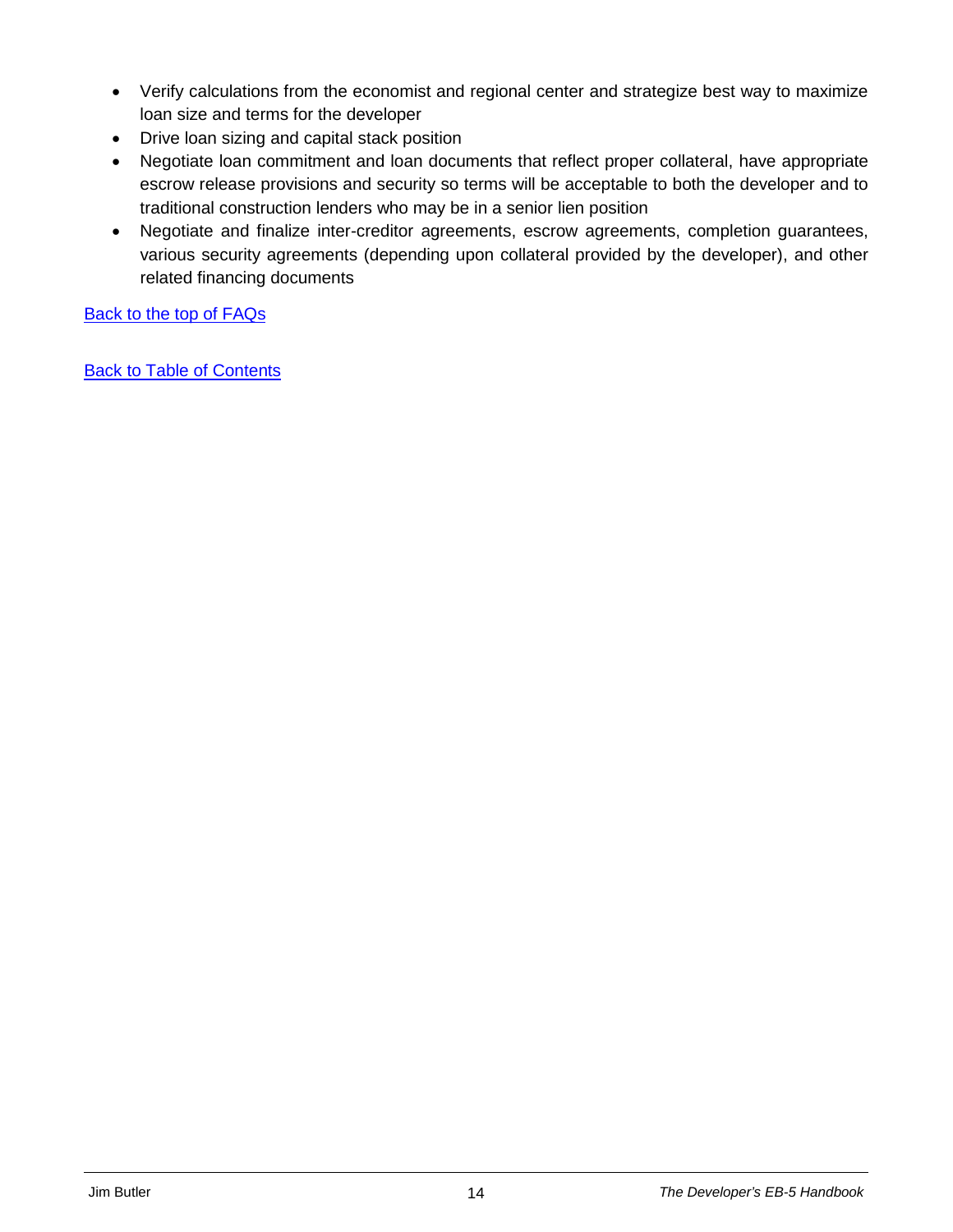- Verify calculations from the economist and regional center and strategize best way to maximize loan size and terms for the developer
- Drive loan sizing and capital stack position
- Negotiate loan commitment and loan documents that reflect proper collateral, have appropriate escrow release provisions and security so terms will be acceptable to both the developer and to traditional construction lenders who may be in a senior lien position
- Negotiate and finalize inter-creditor agreements, escrow agreements, completion guarantees, various security agreements (depending upon collateral provided by the developer), and other related financing documents

Back to the top of FAQs

Back to Table of Contents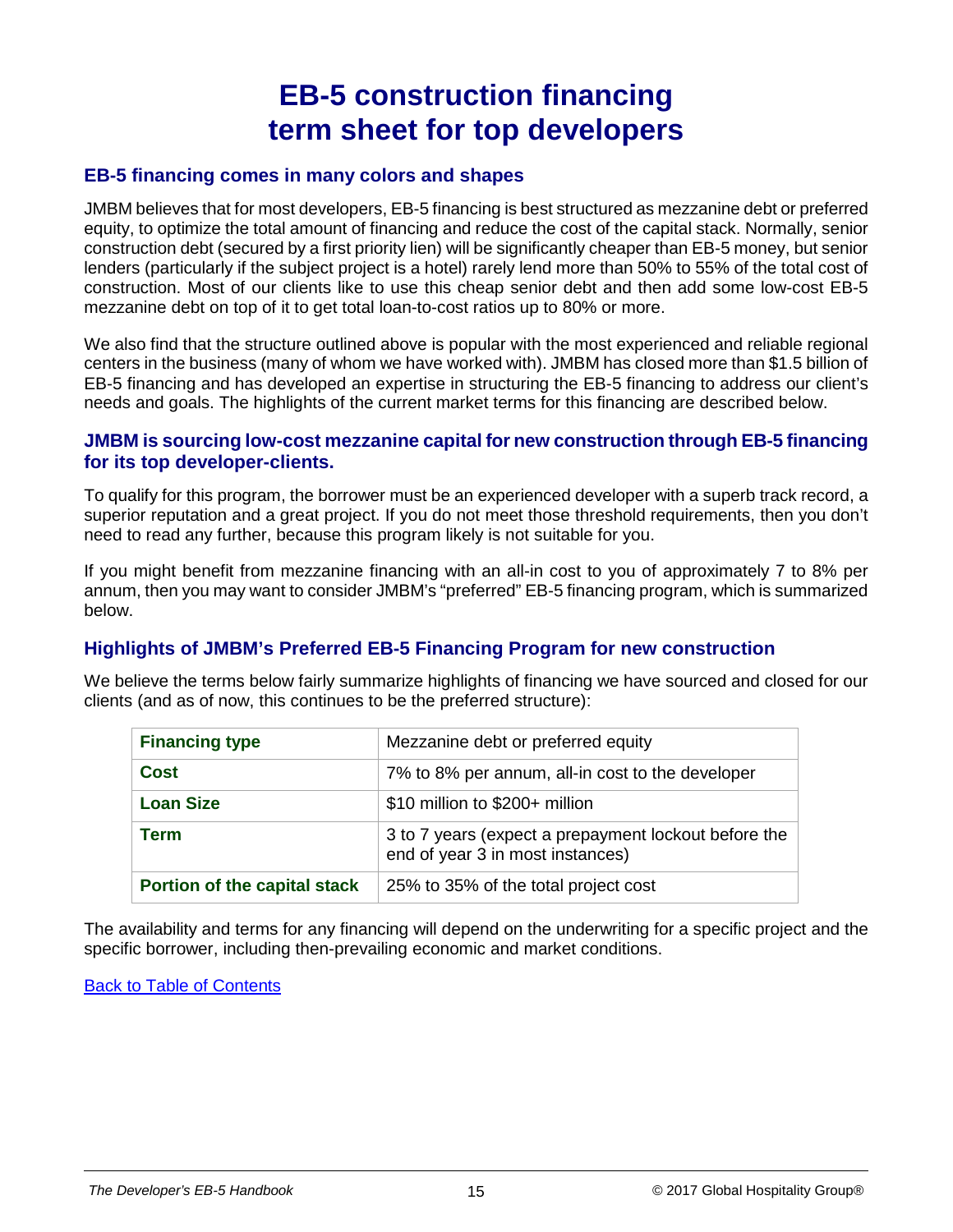# EB-5 construction financing term sheet for top developers

## EB-5 financing comes in many colors and shapes

JMBM believes that for most developers, EB-5 financing is best structured as mezzanine debt or preferred equity, to optimize the total amount of financing and reduce the cost of the capital stack. Normally, senior construction debt (secured by a first priority lien) will be significantly cheaper than EB-5 money, but senior lenders (particularly if the subject project is a hotel) rarely lend more than 50% to 55% of the total cost of construction. Most of our clients like to use this cheap senior debt and then add some low-cost EB-5 mezzanine debt on top of it to get total loan-to-cost ratios up to 80% or more.

We also find that the structure outlined above is popular with the most experienced and reliable regional centers in the business (many of whom we have worked with). JMBM has closed more than $1.5 billion of EB-5 financing and has developed an expertise in structuring the EB-5 financing to address our client's needs and goals. The highlights of the current market terms for this financing are described below.

## JMBM is sourcing low-cost mezzanine capital for new construction through EB-5 financing for its top developer-clients.

To qualify for this program, the borrower must be an experienced developer with a superb track record, a superior reputation and a great project. If you do not meet those threshold requirements, then you don't need to read any further, because this program likely is not suitable for you.

If you might benefit from mezzanine financing with an all-in cost to you of approximately 7 to 8% per annum, then you may want to consider JMBM's "preferred" EB-5 financing program, which is summarized below.

## Highlights of JMBM's Preferred EB-5 Financing Program for new construction

We believe the terms below fairly summarize highlights of financing we have sourced and closed for our clients (and as of now, this continues to be the preferred structure):

| | |
|---|---|
| **Financing type** | Mezzanine debt or preferred equity |
| **Cost** | 7% to 8% per annum, all-in cost to the developer |
| **Loan Size** | $10 million to $200+ million |
| **Term** | 3 to 7 years (expect a prepayment lockout before the end of year 3 in most instances) |
| **Portion of the capital stack** | 25% to 35% of the total project cost |

The availability and terms for any financing will depend on the underwriting for a specific project and the specific borrower, including then-prevailing economic and market conditions.

Back to Table of Contents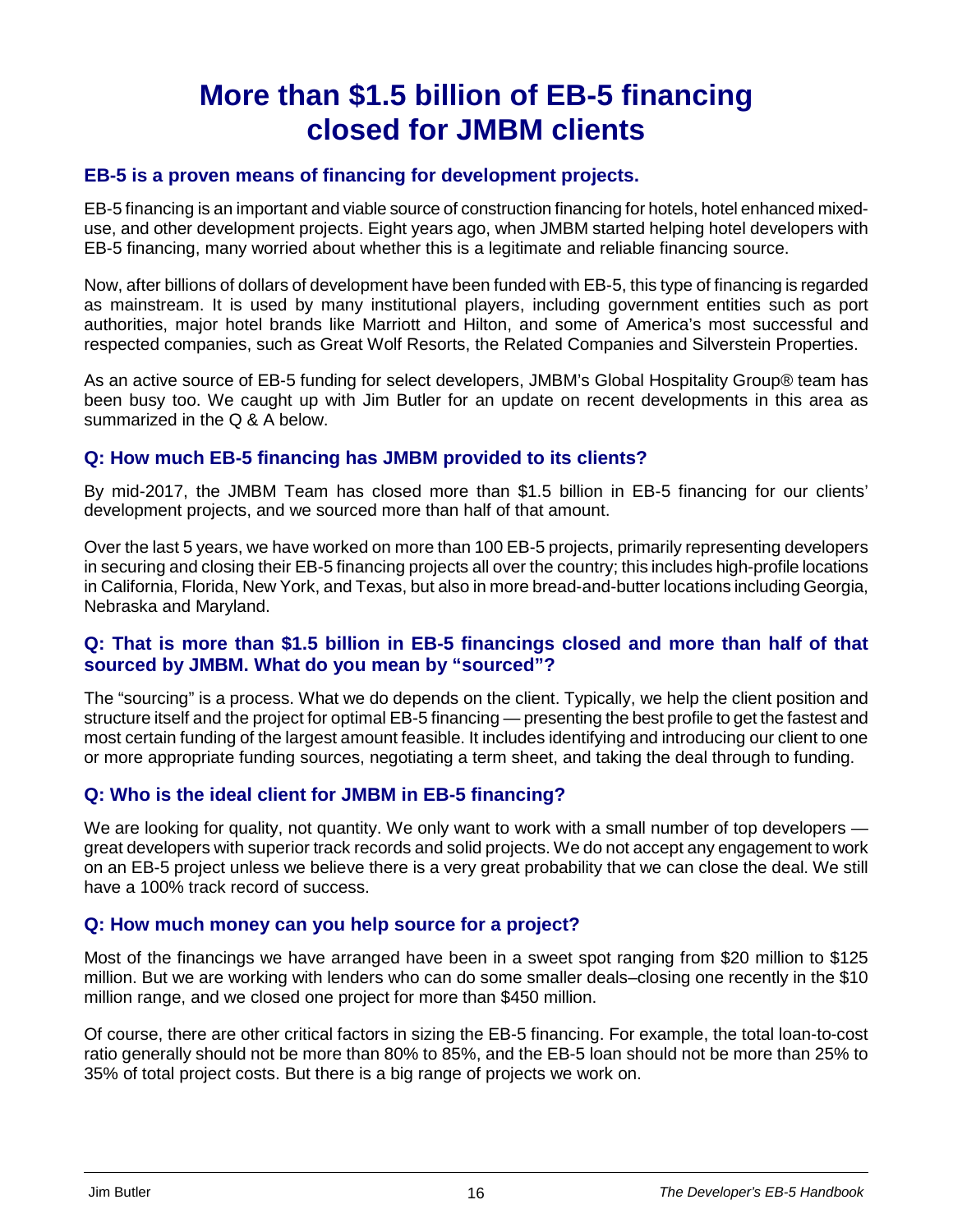# More than $1.5 billion of EB-5 financing closed for JMBM clients

## EB-5 is a proven means of financing for development projects.

EB-5 financing is an important and viable source of construction financing for hotels, hotel enhanced mixed-use, and other development projects. Eight years ago, when JMBM started helping hotel developers with EB-5 financing, many worried about whether this is a legitimate and reliable financing source.

Now, after billions of dollars of development have been funded with EB-5, this type of financing is regarded as mainstream. It is used by many institutional players, including government entities such as port authorities, major hotel brands like Marriott and Hilton, and some of America's most successful and respected companies, such as Great Wolf Resorts, the Related Companies and Silverstein Properties.

As an active source of EB-5 funding for select developers, JMBM's Global Hospitality Group® team has been busy too. We caught up with Jim Butler for an update on recent developments in this area as summarized in the Q & A below.

## Q: How much EB-5 financing has JMBM provided to its clients?

By mid-2017, the JMBM Team has closed more than $1.5 billion in EB-5 financing for our clients' development projects, and we sourced more than half of that amount.

Over the last 5 years, we have worked on more than 100 EB-5 projects, primarily representing developers in securing and closing their EB-5 financing projects all over the country; this includes high-profile locations in California, Florida, New York, and Texas, but also in more bread-and-butter locations including Georgia, Nebraska and Maryland.

## Q: That is more than $1.5 billion in EB-5 financings closed and more than half of that sourced by JMBM. What do you mean by "sourced"?

The "sourcing" is a process. What we do depends on the client. Typically, we help the client position and structure itself and the project for optimal EB-5 financing — presenting the best profile to get the fastest and most certain funding of the largest amount feasible. It includes identifying and introducing our client to one or more appropriate funding sources, negotiating a term sheet, and taking the deal through to funding.

## Q: Who is the ideal client for JMBM in EB-5 financing?

We are looking for quality, not quantity. We only want to work with a small number of top developers — great developers with superior track records and solid projects. We do not accept any engagement to work on an EB-5 project unless we believe there is a very great probability that we can close the deal. We still have a 100% track record of success.

## Q: How much money can you help source for a project?

Most of the financings we have arranged have been in a sweet spot ranging from $20 million to $125 million. But we are working with lenders who can do some smaller deals–closing one recently in the $10 million range, and we closed one project for more than $450 million.

Of course, there are other critical factors in sizing the EB-5 financing. For example, the total loan-to-cost ratio generally should not be more than 80% to 85%, and the EB-5 loan should not be more than 25% to 35% of total project costs. But there is a big range of projects we work on.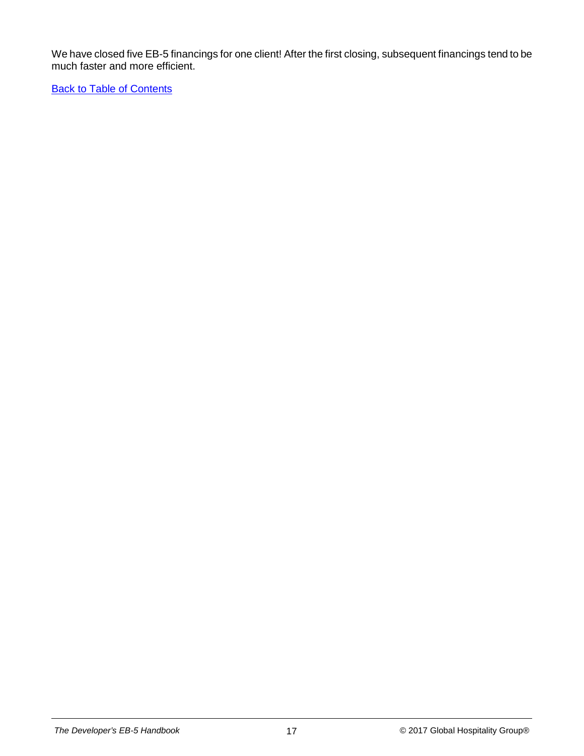We have closed five EB-5 financings for one client! After the first closing, subsequent financings tend to be much faster and more efficient.

[Back to Table of Contents]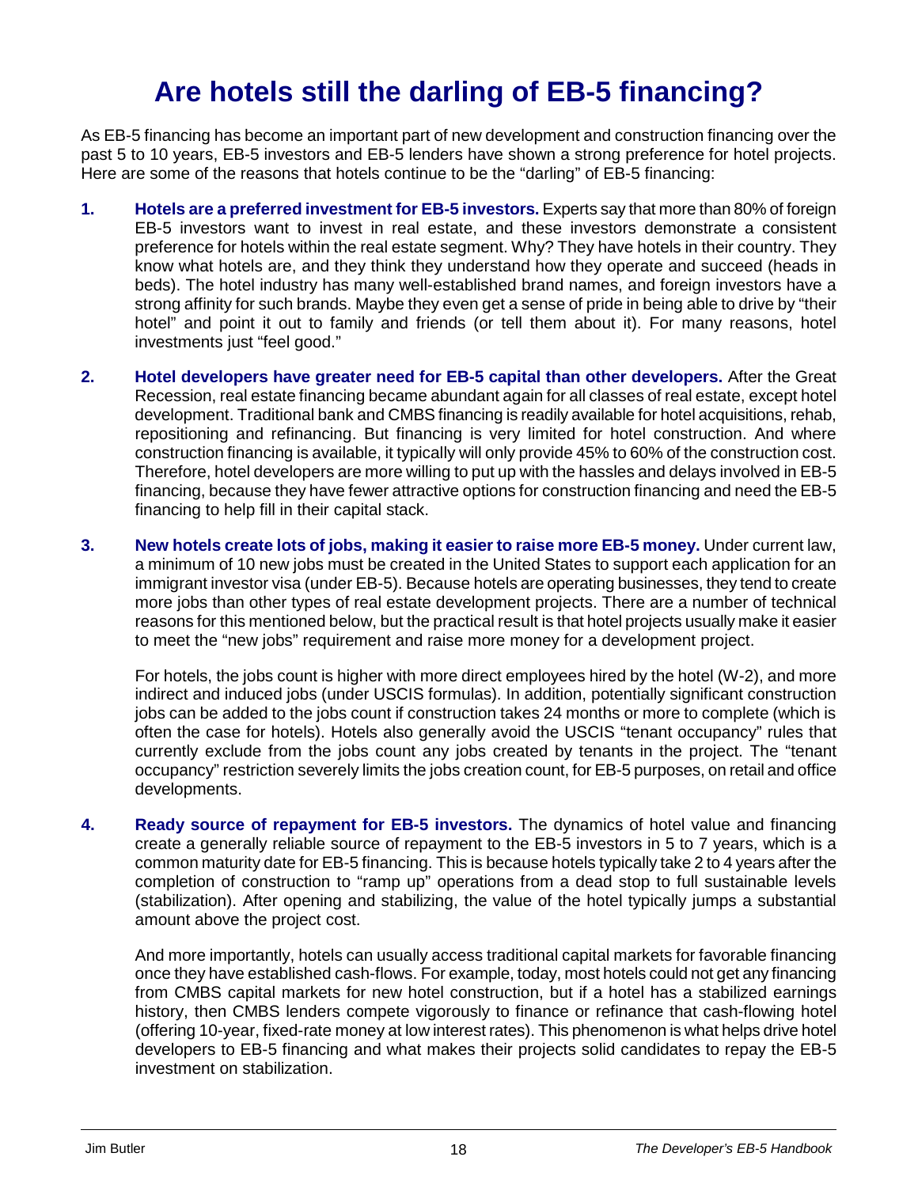# Are hotels still the darling of EB-5 financing?

As EB-5 financing has become an important part of new development and construction financing over the past 5 to 10 years, EB-5 investors and EB-5 lenders have shown a strong preference for hotel projects. Here are some of the reasons that hotels continue to be the "darling" of EB-5 financing:

1. **Hotels are a preferred investment for EB-5 investors.** Experts say that more than 80% of foreign EB-5 investors want to invest in real estate, and these investors demonstrate a consistent preference for hotels within the real estate segment. Why? They have hotels in their country. They know what hotels are, and they think they understand how they operate and succeed (heads in beds). The hotel industry has many well-established brand names, and foreign investors have a strong affinity for such brands. Maybe they even get a sense of pride in being able to drive by "their hotel" and point it out to family and friends (or tell them about it). For many reasons, hotel investments just "feel good."

2. **Hotel developers have greater need for EB-5 capital than other developers.** After the Great Recession, real estate financing became abundant again for all classes of real estate, except hotel development. Traditional bank and CMBS financing is readily available for hotel acquisitions, rehab, repositioning and refinancing. But financing is very limited for hotel construction. And where construction financing is available, it typically will only provide 45% to 60% of the construction cost. Therefore, hotel developers are more willing to put up with the hassles and delays involved in EB-5 financing, because they have fewer attractive options for construction financing and need the EB-5 financing to help fill in their capital stack.

3. **New hotels create lots of jobs, making it easier to raise more EB-5 money.** Under current law, a minimum of 10 new jobs must be created in the United States to support each application for an immigrant investor visa (under EB-5). Because hotels are operating businesses, they tend to create more jobs than other types of real estate development projects. There are a number of technical reasons for this mentioned below, but the practical result is that hotel projects usually make it easier to meet the "new jobs" requirement and raise more money for a development project.

   For hotels, the jobs count is higher with more direct employees hired by the hotel (W-2), and more indirect and induced jobs (under USCIS formulas). In addition, potentially significant construction jobs can be added to the jobs count if construction takes 24 months or more to complete (which is often the case for hotels). Hotels also generally avoid the USCIS "tenant occupancy" rules that currently exclude from the jobs count any jobs created by tenants in the project. The "tenant occupancy" restriction severely limits the jobs creation count, for EB-5 purposes, on retail and office developments.

4. **Ready source of repayment for EB-5 investors.** The dynamics of hotel value and financing create a generally reliable source of repayment to the EB-5 investors in 5 to 7 years, which is a common maturity date for EB-5 financing. This is because hotels typically take 2 to 4 years after the completion of construction to "ramp up" operations from a dead stop to full sustainable levels (stabilization). After opening and stabilizing, the value of the hotel typically jumps a substantial amount above the project cost.

   And more importantly, hotels can usually access traditional capital markets for favorable financing once they have established cash-flows. For example, today, most hotels could not get any financing from CMBS capital markets for new hotel construction, but if a hotel has a stabilized earnings history, then CMBS lenders compete vigorously to finance or refinance that cash-flowing hotel (offering 10-year, fixed-rate money at low interest rates). This phenomenon is what helps drive hotel developers to EB-5 financing and what makes their projects solid candidates to repay the EB-5 investment on stabilization.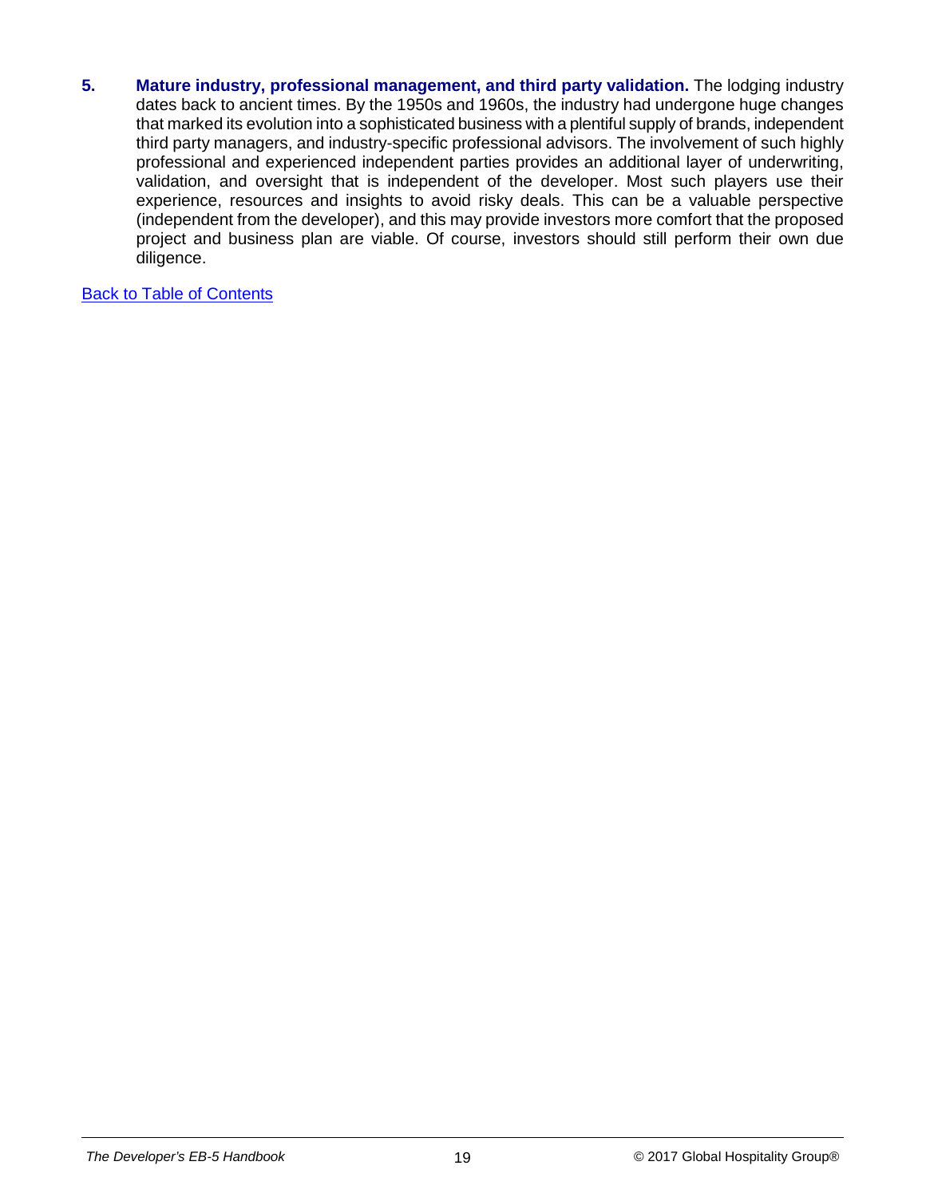5. **Mature industry, professional management, and third party validation.** The lodging industry dates back to ancient times. By the 1950s and 1960s, the industry had undergone huge changes that marked its evolution into a sophisticated business with a plentiful supply of brands, independent third party managers, and industry-specific professional advisors. The involvement of such highly professional and experienced independent parties provides an additional layer of underwriting, validation, and oversight that is independent of the developer. Most such players use their experience, resources and insights to avoid risky deals. This can be a valuable perspective (independent from the developer), and this may provide investors more comfort that the proposed project and business plan are viable. Of course, investors should still perform their own due diligence.

Back to Table of Contents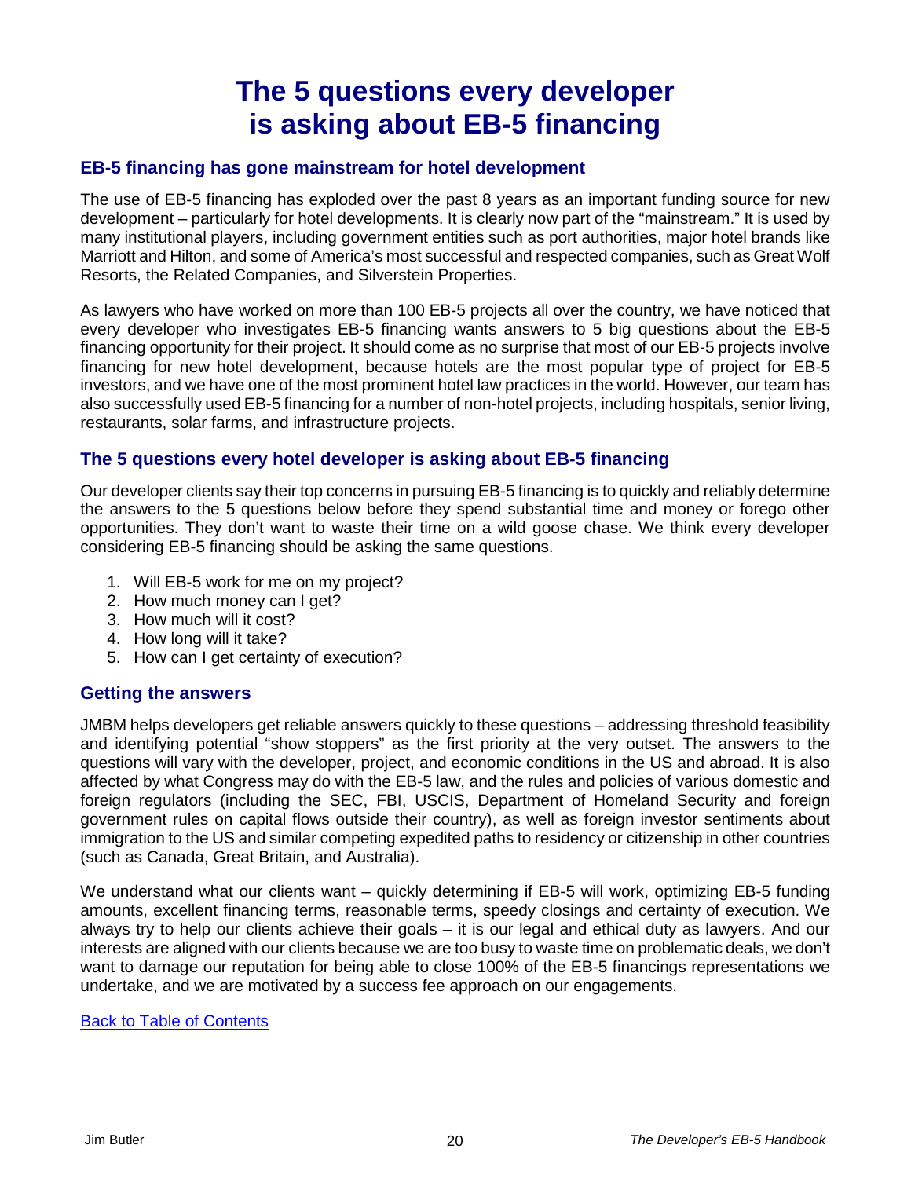# The 5 questions every developer is asking about EB-5 financing

## EB-5 financing has gone mainstream for hotel development

The use of EB-5 financing has exploded over the past 8 years as an important funding source for new development – particularly for hotel developments. It is clearly now part of the "mainstream." It is used by many institutional players, including government entities such as port authorities, major hotel brands like Marriott and Hilton, and some of America's most successful and respected companies, such as Great Wolf Resorts, the Related Companies, and Silverstein Properties.

As lawyers who have worked on more than 100 EB-5 projects all over the country, we have noticed that every developer who investigates EB-5 financing wants answers to 5 big questions about the EB-5 financing opportunity for their project. It should come as no surprise that most of our EB-5 projects involve financing for new hotel development, because hotels are the most popular type of project for EB-5 investors, and we have one of the most prominent hotel law practices in the world. However, our team has also successfully used EB-5 financing for a number of non-hotel projects, including hospitals, senior living, restaurants, solar farms, and infrastructure projects.

## The 5 questions every hotel developer is asking about EB-5 financing

Our developer clients say their top concerns in pursuing EB-5 financing is to quickly and reliably determine the answers to the 5 questions below before they spend substantial time and money or forego other opportunities. They don't want to waste their time on a wild goose chase. We think every developer considering EB-5 financing should be asking the same questions.

1. Will EB-5 work for me on my project?
2. How much money can I get?
3. How much will it cost?
4. How long will it take?
5. How can I get certainty of execution?

## Getting the answers

JMBM helps developers get reliable answers quickly to these questions – addressing threshold feasibility and identifying potential "show stoppers" as the first priority at the very outset. The answers to the questions will vary with the developer, project, and economic conditions in the US and abroad. It is also affected by what Congress may do with the EB-5 law, and the rules and policies of various domestic and foreign regulators (including the SEC, FBI, USCIS, Department of Homeland Security and foreign government rules on capital flows outside their country), as well as foreign investor sentiments about immigration to the US and similar competing expedited paths to residency or citizenship in other countries (such as Canada, Great Britain, and Australia).

We understand what our clients want – quickly determining if EB-5 will work, optimizing EB-5 funding amounts, excellent financing terms, reasonable terms, speedy closings and certainty of execution. We always try to help our clients achieve their goals – it is our legal and ethical duty as lawyers. And our interests are aligned with our clients because we are too busy to waste time on problematic deals, we don't want to damage our reputation for being able to close 100% of the EB-5 financings representations we undertake, and we are motivated by a success fee approach on our engagements.

Back to Table of Contents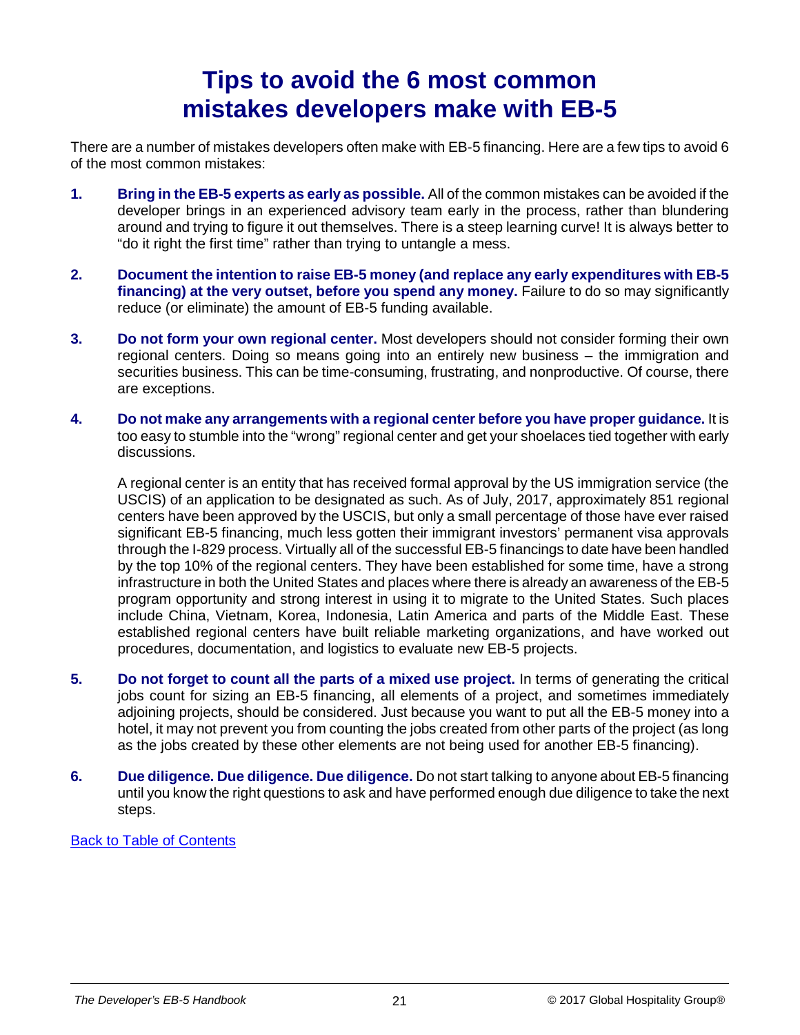# Tips to avoid the 6 most common mistakes developers make with EB-5

There are a number of mistakes developers often make with EB-5 financing. Here are a few tips to avoid 6 of the most common mistakes:

1. **Bring in the EB-5 experts as early as possible.** All of the common mistakes can be avoided if the developer brings in an experienced advisory team early in the process, rather than blundering around and trying to figure it out themselves. There is a steep learning curve! It is always better to "do it right the first time" rather than trying to untangle a mess.

2. **Document the intention to raise EB-5 money (and replace any early expenditures with EB-5 financing) at the very outset, before you spend any money.** Failure to do so may significantly reduce (or eliminate) the amount of EB-5 funding available.

3. **Do not form your own regional center.** Most developers should not consider forming their own regional centers. Doing so means going into an entirely new business – the immigration and securities business. This can be time-consuming, frustrating, and nonproductive. Of course, there are exceptions.

4. **Do not make any arrangements with a regional center before you have proper guidance.** It is too easy to stumble into the "wrong" regional center and get your shoelaces tied together with early discussions.

   A regional center is an entity that has received formal approval by the US immigration service (the USCIS) of an application to be designated as such. As of July, 2017, approximately 851 regional centers have been approved by the USCIS, but only a small percentage of those have ever raised significant EB-5 financing, much less gotten their immigrant investors' permanent visa approvals through the I-829 process. Virtually all of the successful EB-5 financings to date have been handled by the top 10% of the regional centers. They have been established for some time, have a strong infrastructure in both the United States and places where there is already an awareness of the EB-5 program opportunity and strong interest in using it to migrate to the United States. Such places include China, Vietnam, Korea, Indonesia, Latin America and parts of the Middle East. These established regional centers have built reliable marketing organizations, and have worked out procedures, documentation, and logistics to evaluate new EB-5 projects.

5. **Do not forget to count all the parts of a mixed use project.** In terms of generating the critical jobs count for sizing an EB-5 financing, all elements of a project, and sometimes immediately adjoining projects, should be considered. Just because you want to put all the EB-5 money into a hotel, it may not prevent you from counting the jobs created from other parts of the project (as long as the jobs created by these other elements are not being used for another EB-5 financing).

6. **Due diligence. Due diligence. Due diligence.** Do not start talking to anyone about EB-5 financing until you know the right questions to ask and have performed enough due diligence to take the next steps.

[Back to Table of Contents]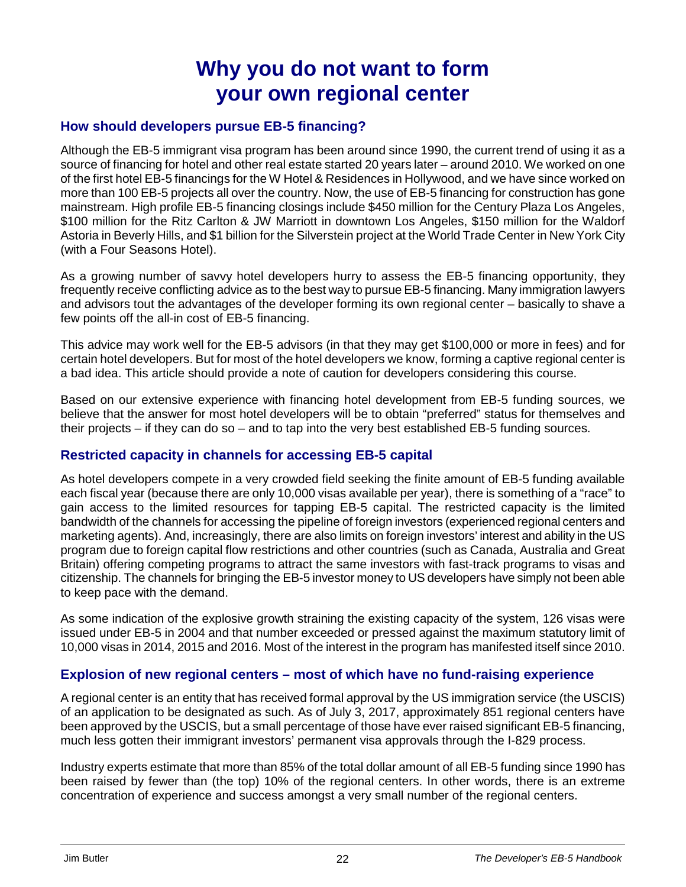# Why you do not want to form your own regional center

## How should developers pursue EB-5 financing?

Although the EB-5 immigrant visa program has been around since 1990, the current trend of using it as a source of financing for hotel and other real estate started 20 years later – around 2010. We worked on one of the first hotel EB-5 financings for the W Hotel & Residences in Hollywood, and we have since worked on more than 100 EB-5 projects all over the country. Now, the use of EB-5 financing for construction has gone mainstream. High profile EB-5 financing closings include $450 million for the Century Plaza Los Angeles, $100 million for the Ritz Carlton & JW Marriott in downtown Los Angeles, $150 million for the Waldorf Astoria in Beverly Hills, and $1 billion for the Silverstein project at the World Trade Center in New York City (with a Four Seasons Hotel).

As a growing number of savvy hotel developers hurry to assess the EB-5 financing opportunity, they frequently receive conflicting advice as to the best way to pursue EB-5 financing. Many immigration lawyers and advisors tout the advantages of the developer forming its own regional center – basically to shave a few points off the all-in cost of EB-5 financing.

This advice may work well for the EB-5 advisors (in that they may get $100,000 or more in fees) and for certain hotel developers. But for most of the hotel developers we know, forming a captive regional center is a bad idea. This article should provide a note of caution for developers considering this course.

Based on our extensive experience with financing hotel development from EB-5 funding sources, we believe that the answer for most hotel developers will be to obtain "preferred" status for themselves and their projects – if they can do so – and to tap into the very best established EB-5 funding sources.

## Restricted capacity in channels for accessing EB-5 capital

As hotel developers compete in a very crowded field seeking the finite amount of EB-5 funding available each fiscal year (because there are only 10,000 visas available per year), there is something of a "race" to gain access to the limited resources for tapping EB-5 capital. The restricted capacity is the limited bandwidth of the channels for accessing the pipeline of foreign investors (experienced regional centers and marketing agents). And, increasingly, there are also limits on foreign investors' interest and ability in the US program due to foreign capital flow restrictions and other countries (such as Canada, Australia and Great Britain) offering competing programs to attract the same investors with fast-track programs to visas and citizenship. The channels for bringing the EB-5 investor money to US developers have simply not been able to keep pace with the demand.

As some indication of the explosive growth straining the existing capacity of the system, 126 visas were issued under EB-5 in 2004 and that number exceeded or pressed against the maximum statutory limit of 10,000 visas in 2014, 2015 and 2016. Most of the interest in the program has manifested itself since 2010.

## Explosion of new regional centers – most of which have no fund-raising experience

A regional center is an entity that has received formal approval by the US immigration service (the USCIS) of an application to be designated as such. As of July 3, 2017, approximately 851 regional centers have been approved by the USCIS, but a small percentage of those have ever raised significant EB-5 financing, much less gotten their immigrant investors' permanent visa approvals through the I-829 process.

Industry experts estimate that more than 85% of the total dollar amount of all EB-5 funding since 1990 has been raised by fewer than (the top) 10% of the regional centers. In other words, there is an extreme concentration of experience and success amongst a very small number of the regional centers.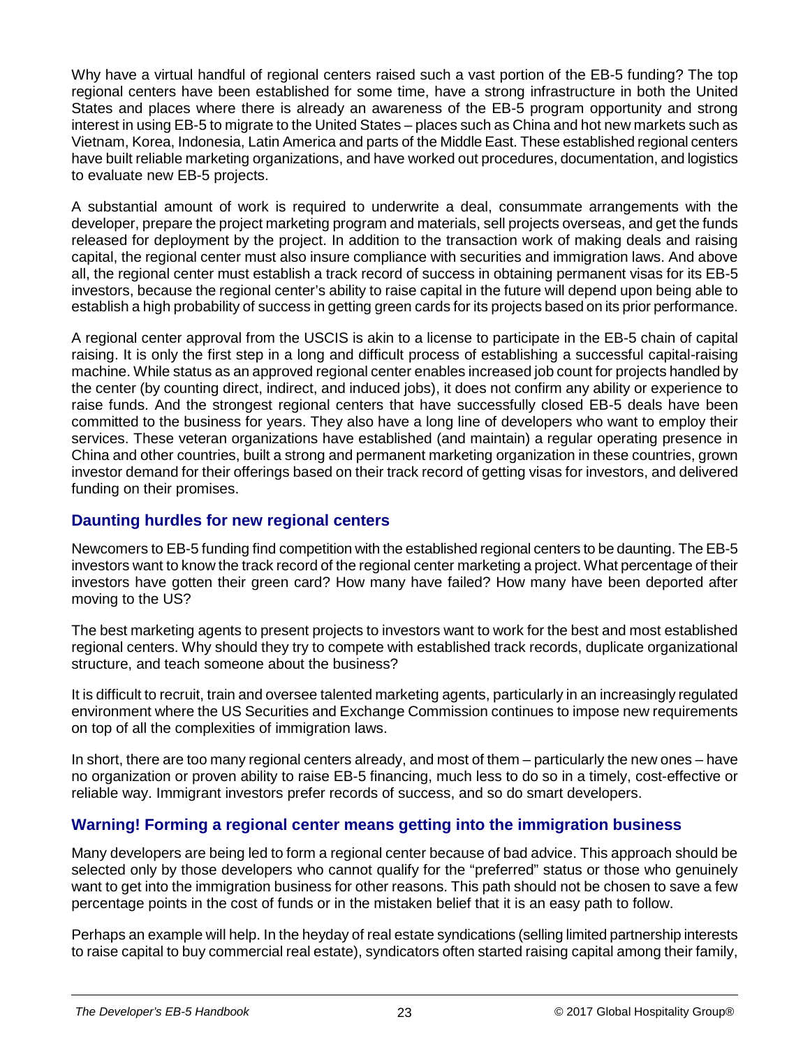Why have a virtual handful of regional centers raised such a vast portion of the EB-5 funding? The top regional centers have been established for some time, have a strong infrastructure in both the United States and places where there is already an awareness of the EB-5 program opportunity and strong interest in using EB-5 to migrate to the United States – places such as China and hot new markets such as Vietnam, Korea, Indonesia, Latin America and parts of the Middle East. These established regional centers have built reliable marketing organizations, and have worked out procedures, documentation, and logistics to evaluate new EB-5 projects.

A substantial amount of work is required to underwrite a deal, consummate arrangements with the developer, prepare the project marketing program and materials, sell projects overseas, and get the funds released for deployment by the project. In addition to the transaction work of making deals and raising capital, the regional center must also insure compliance with securities and immigration laws. And above all, the regional center must establish a track record of success in obtaining permanent visas for its EB-5 investors, because the regional center's ability to raise capital in the future will depend upon being able to establish a high probability of success in getting green cards for its projects based on its prior performance.

A regional center approval from the USCIS is akin to a license to participate in the EB-5 chain of capital raising. It is only the first step in a long and difficult process of establishing a successful capital-raising machine. While status as an approved regional center enables increased job count for projects handled by the center (by counting direct, indirect, and induced jobs), it does not confirm any ability or experience to raise funds. And the strongest regional centers that have successfully closed EB-5 deals have been committed to the business for years. They also have a long line of developers who want to employ their services. These veteran organizations have established (and maintain) a regular operating presence in China and other countries, built a strong and permanent marketing organization in these countries, grown investor demand for their offerings based on their track record of getting visas for investors, and delivered funding on their promises.

## Daunting hurdles for new regional centers

Newcomers to EB-5 funding find competition with the established regional centers to be daunting. The EB-5 investors want to know the track record of the regional center marketing a project. What percentage of their investors have gotten their green card? How many have failed? How many have been deported after moving to the US?

The best marketing agents to present projects to investors want to work for the best and most established regional centers. Why should they try to compete with established track records, duplicate organizational structure, and teach someone about the business?

It is difficult to recruit, train and oversee talented marketing agents, particularly in an increasingly regulated environment where the US Securities and Exchange Commission continues to impose new requirements on top of all the complexities of immigration laws.

In short, there are too many regional centers already, and most of them – particularly the new ones – have no organization or proven ability to raise EB-5 financing, much less to do so in a timely, cost-effective or reliable way. Immigrant investors prefer records of success, and so do smart developers.

## Warning! Forming a regional center means getting into the immigration business

Many developers are being led to form a regional center because of bad advice. This approach should be selected only by those developers who cannot qualify for the "preferred" status or those who genuinely want to get into the immigration business for other reasons. This path should not be chosen to save a few percentage points in the cost of funds or in the mistaken belief that it is an easy path to follow.

Perhaps an example will help. In the heyday of real estate syndications (selling limited partnership interests to raise capital to buy commercial real estate), syndicators often started raising capital among their family,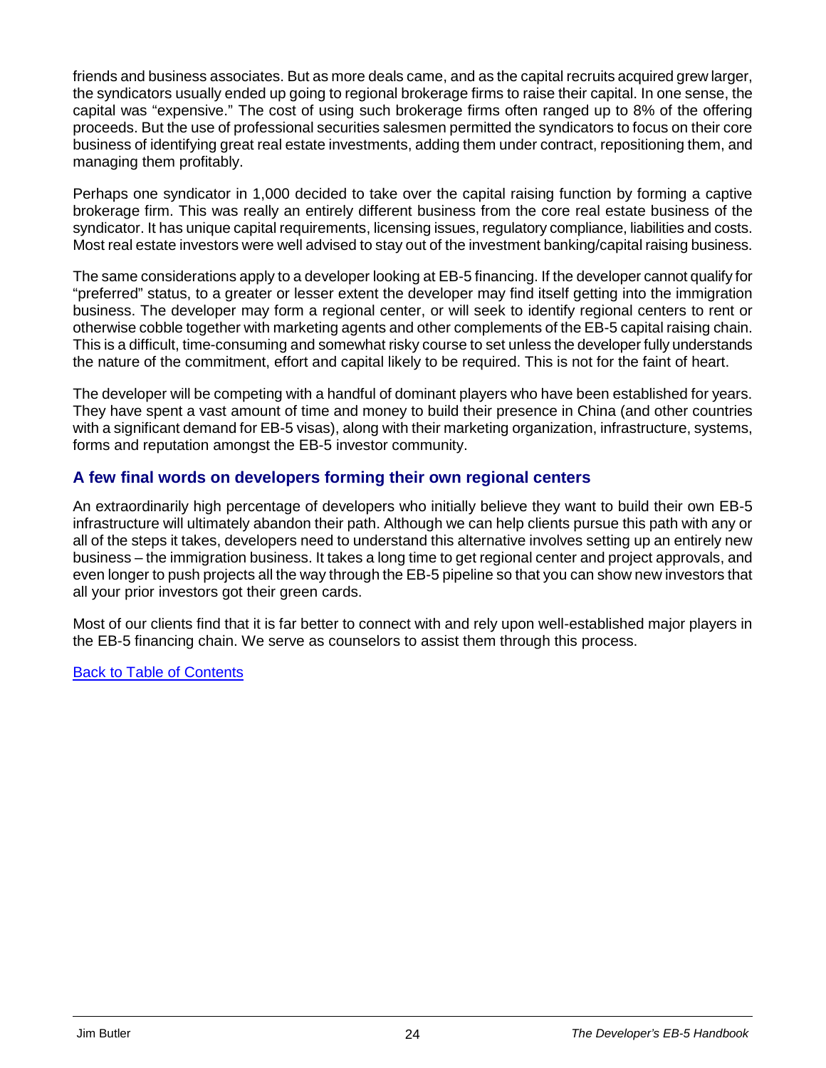friends and business associates. But as more deals came, and as the capital recruits acquired grew larger, the syndicators usually ended up going to regional brokerage firms to raise their capital. In one sense, the capital was "expensive." The cost of using such brokerage firms often ranged up to 8% of the offering proceeds. But the use of professional securities salesmen permitted the syndicators to focus on their core business of identifying great real estate investments, adding them under contract, repositioning them, and managing them profitably.

Perhaps one syndicator in 1,000 decided to take over the capital raising function by forming a captive brokerage firm. This was really an entirely different business from the core real estate business of the syndicator. It has unique capital requirements, licensing issues, regulatory compliance, liabilities and costs. Most real estate investors were well advised to stay out of the investment banking/capital raising business.

The same considerations apply to a developer looking at EB-5 financing. If the developer cannot qualify for "preferred" status, to a greater or lesser extent the developer may find itself getting into the immigration business. The developer may form a regional center, or will seek to identify regional centers to rent or otherwise cobble together with marketing agents and other complements of the EB-5 capital raising chain. This is a difficult, time-consuming and somewhat risky course to set unless the developer fully understands the nature of the commitment, effort and capital likely to be required. This is not for the faint of heart.

The developer will be competing with a handful of dominant players who have been established for years. They have spent a vast amount of time and money to build their presence in China (and other countries with a significant demand for EB-5 visas), along with their marketing organization, infrastructure, systems, forms and reputation amongst the EB-5 investor community.

## A few final words on developers forming their own regional centers

An extraordinarily high percentage of developers who initially believe they want to build their own EB-5 infrastructure will ultimately abandon their path. Although we can help clients pursue this path with any or all of the steps it takes, developers need to understand this alternative involves setting up an entirely new business – the immigration business. It takes a long time to get regional center and project approvals, and even longer to push projects all the way through the EB-5 pipeline so that you can show new investors that all your prior investors got their green cards.

Most of our clients find that it is far better to connect with and rely upon well-established major players in the EB-5 financing chain. We serve as counselors to assist them through this process.

[Back to Table of Contents]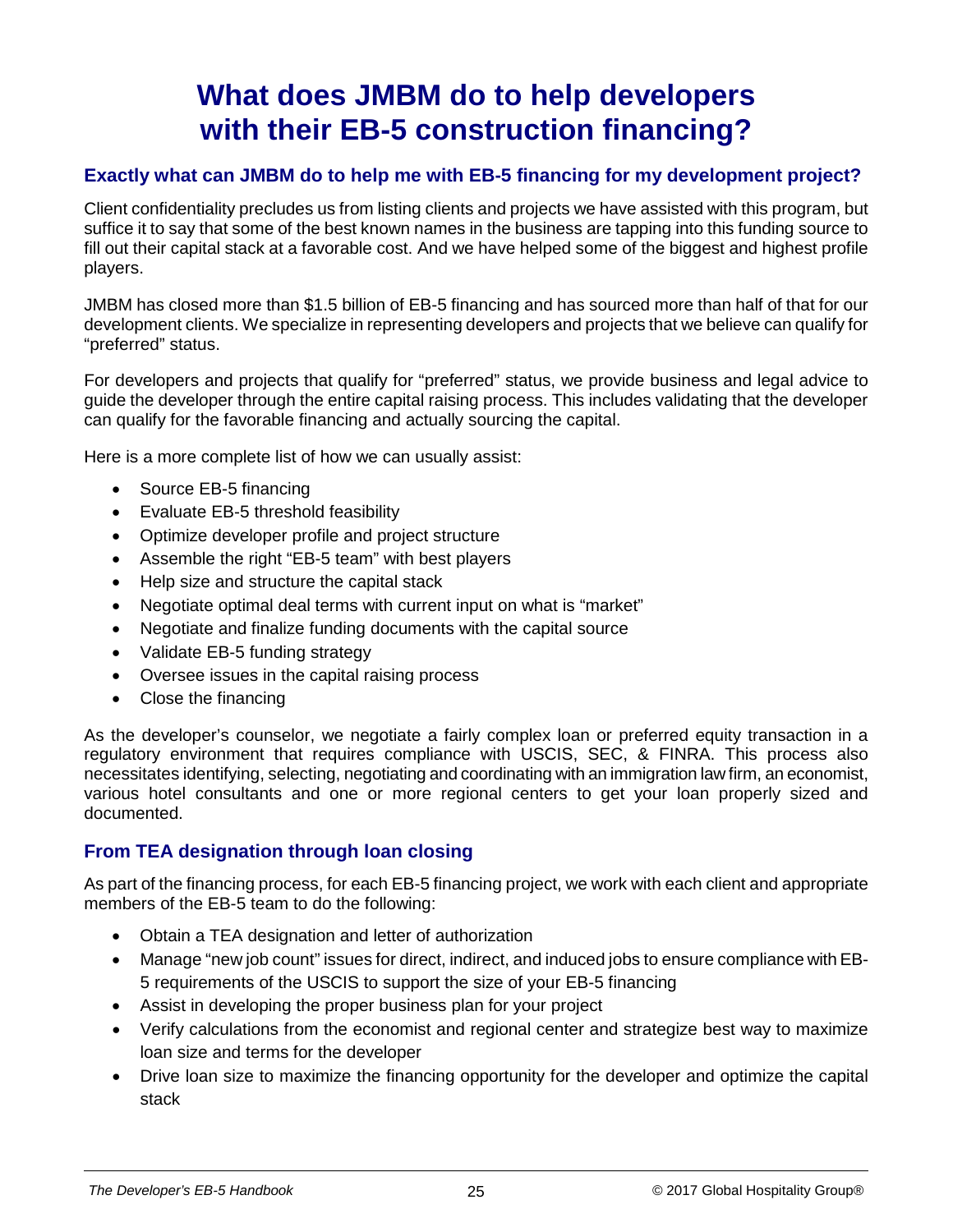# What does JMBM do to help developers with their EB-5 construction financing?

## Exactly what can JMBM do to help me with EB-5 financing for my development project?

Client confidentiality precludes us from listing clients and projects we have assisted with this program, but suffice it to say that some of the best known names in the business are tapping into this funding source to fill out their capital stack at a favorable cost. And we have helped some of the biggest and highest profile players.

JMBM has closed more than $1.5 billion of EB-5 financing and has sourced more than half of that for our development clients. We specialize in representing developers and projects that we believe can qualify for "preferred" status.

For developers and projects that qualify for "preferred" status, we provide business and legal advice to guide the developer through the entire capital raising process. This includes validating that the developer can qualify for the favorable financing and actually sourcing the capital.

Here is a more complete list of how we can usually assist:

- Source EB-5 financing
- Evaluate EB-5 threshold feasibility
- Optimize developer profile and project structure
- Assemble the right "EB-5 team" with best players
- Help size and structure the capital stack
- Negotiate optimal deal terms with current input on what is "market"
- Negotiate and finalize funding documents with the capital source
- Validate EB-5 funding strategy
- Oversee issues in the capital raising process
- Close the financing

As the developer's counselor, we negotiate a fairly complex loan or preferred equity transaction in a regulatory environment that requires compliance with USCIS, SEC, & FINRA. This process also necessitates identifying, selecting, negotiating and coordinating with an immigration law firm, an economist, various hotel consultants and one or more regional centers to get your loan properly sized and documented.

## From TEA designation through loan closing

As part of the financing process, for each EB-5 financing project, we work with each client and appropriate members of the EB-5 team to do the following:

- Obtain a TEA designation and letter of authorization
- Manage "new job count" issues for direct, indirect, and induced jobs to ensure compliance with EB-5 requirements of the USCIS to support the size of your EB-5 financing
- Assist in developing the proper business plan for your project
- Verify calculations from the economist and regional center and strategize best way to maximize loan size and terms for the developer
- Drive loan size to maximize the financing opportunity for the developer and optimize the capital stack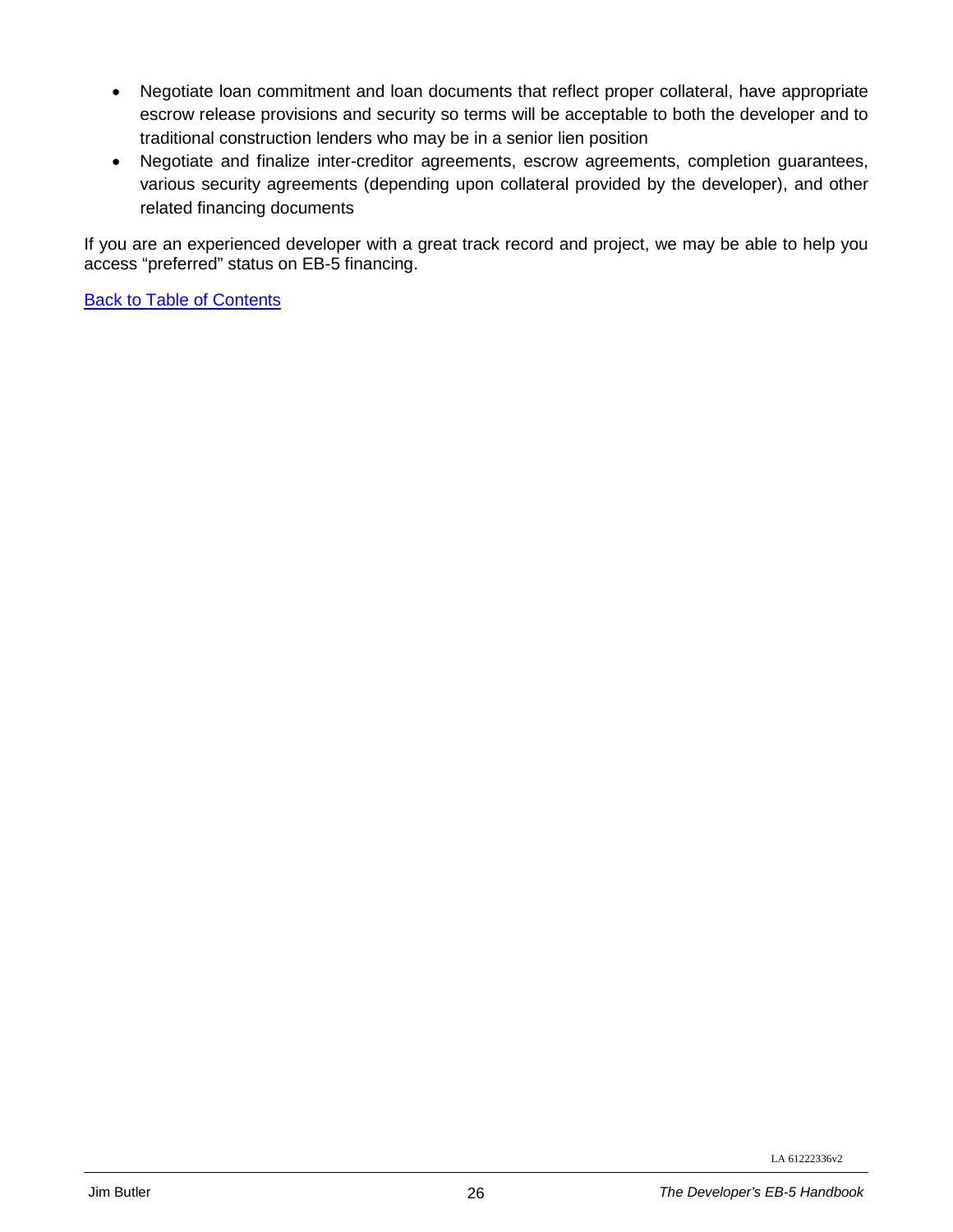- Negotiate loan commitment and loan documents that reflect proper collateral, have appropriate escrow release provisions and security so terms will be acceptable to both the developer and to traditional construction lenders who may be in a senior lien position
- Negotiate and finalize inter-creditor agreements, escrow agreements, completion guarantees, various security agreements (depending upon collateral provided by the developer), and other related financing documents

If you are an experienced developer with a great track record and project, we may be able to help you access “preferred” status on EB-5 financing.

Back to Table of Contents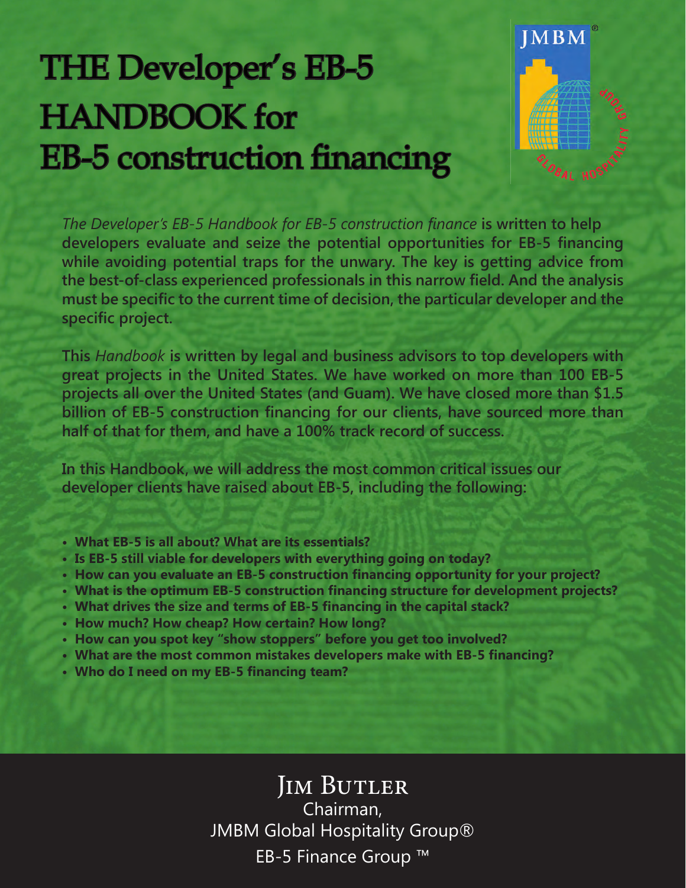# THE Developer's EB-5 HANDBOOK for EB-5 construction financing

JMBM

GLOBAL HOSPITALITY GROUP

*The Developer's EB-5 Handbook for EB-5 construction finance* **is written to help developers evaluate and seize the potential opportunities for EB-5 financing while avoiding potential traps for the unwary. The key is getting advice from the best-of-class experienced professionals in this narrow field. And the analysis must be specific to the current time of decision, the particular developer and the specific project.**

**This** *Handbook* **is written by legal and business advisors to top developers with great projects in the United States. We have worked on more than 100 EB-5 projects all over the United States (and Guam). We have closed more than $1.5 billion of EB-5 construction financing for our clients, have sourced more than half of that for them, and have a 100% track record of success.**

**In this Handbook, we will address the most common critical issues our developer clients have raised about EB-5, including the following:**

- **What EB-5 is all about? What are its essentials?**
- **Is EB-5 still viable for developers with everything going on today?**
- **How can you evaluate an EB-5 construction financing opportunity for your project?**
- **What is the optimum EB-5 construction financing structure for development projects?**
- **What drives the size and terms of EB-5 financing in the capital stack?**
- **How much? How cheap? How certain? How long?**
- **How can you spot key "show stoppers" before you get too involved?**
- **What are the most common mistakes developers make with EB-5 financing?**
- **Who do I need on my EB-5 financing team?**

JIM BUTLER

Chairman,
JMBM Global Hospitality Group®
EB-5 Finance Group ™